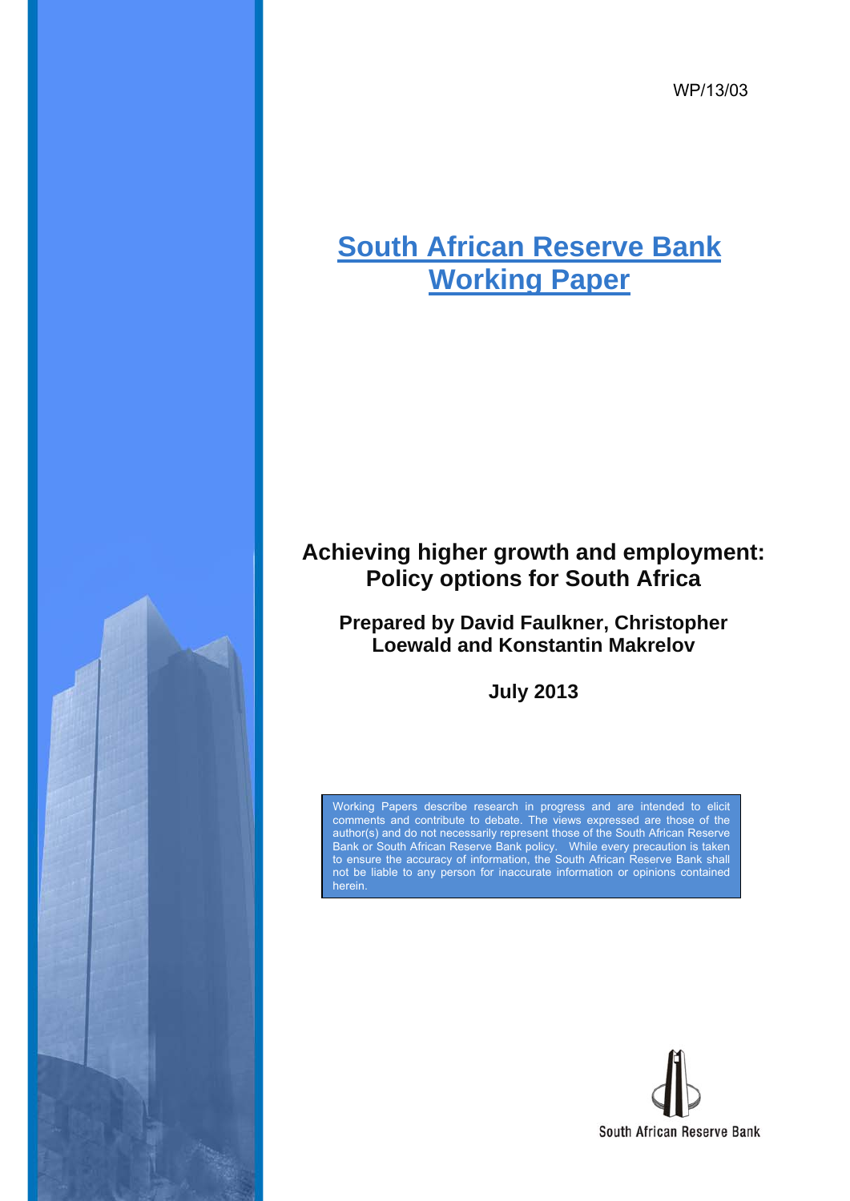WP/13/03

# South African Reserve Bank Working Paper

## Achieving higher growth and employment: Policy options for South Africa

**Prepared by David Faulkner, Christopher Loewald and Konstantin Makrelov**

**July 2013**

Working Papers describe research in progress and are intended to elicit comments and contribute to debate. The views expressed are those of the author(s) and do not necessarily represent those of the South African Reserve Bank or South African Reserve Bank policy. While every precaution is taken to ensure the accuracy of information, the South African Reserve Bank shall not be liable to any person for inaccurate information or opinions contained herein.

South African Reserve Bank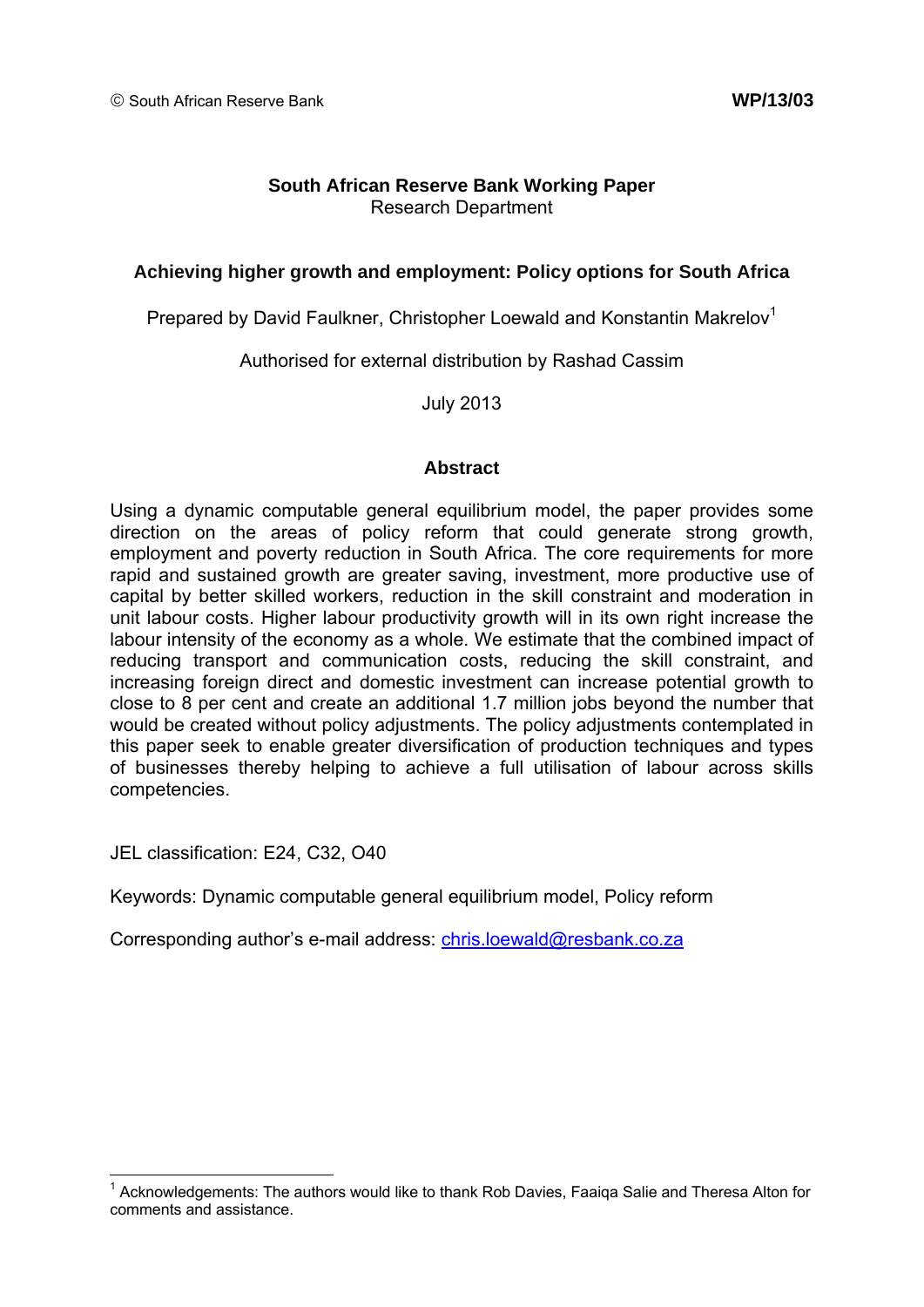© South African Reserve Bank **WP/13/03**

**South African Reserve Bank Working Paper**
Research Department

# Achieving higher growth and employment: Policy options for South Africa

Prepared by David Faulkner, Christopher Loewald and Konstantin Makrelov[1]

Authorised for external distribution by Rashad Cassim

July 2013

## Abstract

Using a dynamic computable general equilibrium model, the paper provides some direction on the areas of policy reform that could generate strong growth, employment and poverty reduction in South Africa. The core requirements for more rapid and sustained growth are greater saving, investment, more productive use of capital by better skilled workers, reduction in the skill constraint and moderation in unit labour costs. Higher labour productivity growth will in its own right increase the labour intensity of the economy as a whole. We estimate that the combined impact of reducing transport and communication costs, reducing the skill constraint, and increasing foreign direct and domestic investment can increase potential growth to close to 8 per cent and create an additional 1.7 million jobs beyond the number that would be created without policy adjustments. The policy adjustments contemplated in this paper seek to enable greater diversification of production techniques and types of businesses thereby helping to achieve a full utilisation of labour across skills competencies.

JEL classification: E24, C32, O40

Keywords: Dynamic computable general equilibrium model, Policy reform

Corresponding author's e-mail address: chris.loewald@resbank.co.za

---

[1] Acknowledgements: The authors would like to thank Rob Davies, Faaiqa Salie and Theresa Alton for comments and assistance.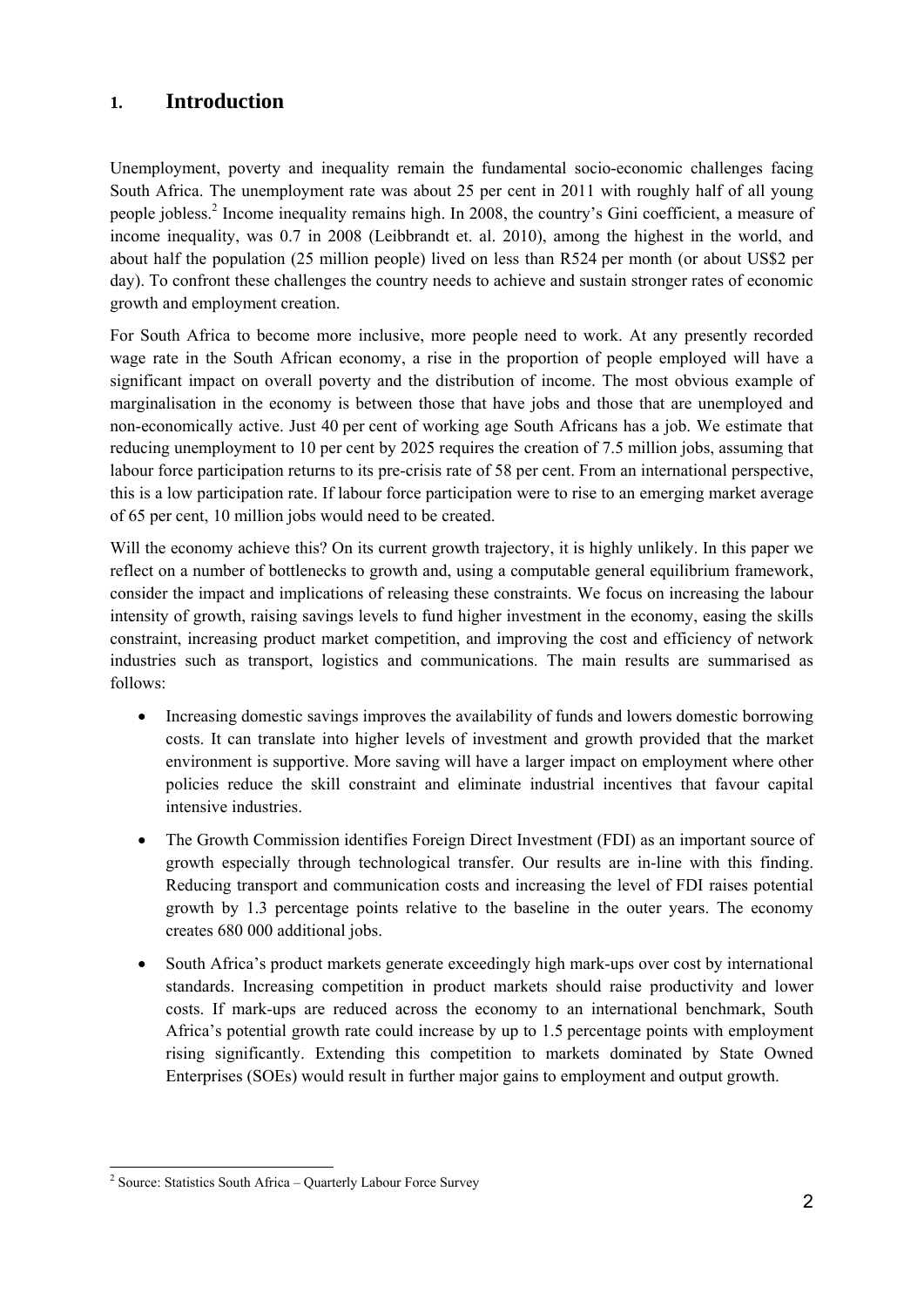## 1. Introduction

Unemployment, poverty and inequality remain the fundamental socio-economic challenges facing South Africa. The unemployment rate was about 25 per cent in 2011 with roughly half of all young people jobless.[2] Income inequality remains high. In 2008, the country's Gini coefficient, a measure of income inequality, was 0.7 in 2008 (Leibbrandt et. al. 2010), among the highest in the world, and about half the population (25 million people) lived on less than R524 per month (or about US$2 per day). To confront these challenges the country needs to achieve and sustain stronger rates of economic growth and employment creation.

For South Africa to become more inclusive, more people need to work. At any presently recorded wage rate in the South African economy, a rise in the proportion of people employed will have a significant impact on overall poverty and the distribution of income. The most obvious example of marginalisation in the economy is between those that have jobs and those that are unemployed and non-economically active. Just 40 per cent of working age South Africans has a job. We estimate that reducing unemployment to 10 per cent by 2025 requires the creation of 7.5 million jobs, assuming that labour force participation returns to its pre-crisis rate of 58 per cent. From an international perspective, this is a low participation rate. If labour force participation were to rise to an emerging market average of 65 per cent, 10 million jobs would need to be created.

Will the economy achieve this? On its current growth trajectory, it is highly unlikely. In this paper we reflect on a number of bottlenecks to growth and, using a computable general equilibrium framework, consider the impact and implications of releasing these constraints. We focus on increasing the labour intensity of growth, raising savings levels to fund higher investment in the economy, easing the skills constraint, increasing product market competition, and improving the cost and efficiency of network industries such as transport, logistics and communications. The main results are summarised as follows:

- Increasing domestic savings improves the availability of funds and lowers domestic borrowing costs. It can translate into higher levels of investment and growth provided that the market environment is supportive. More saving will have a larger impact on employment where other policies reduce the skill constraint and eliminate industrial incentives that favour capital intensive industries.
- The Growth Commission identifies Foreign Direct Investment (FDI) as an important source of growth especially through technological transfer. Our results are in-line with this finding. Reducing transport and communication costs and increasing the level of FDI raises potential growth by 1.3 percentage points relative to the baseline in the outer years. The economy creates 680 000 additional jobs.
- South Africa's product markets generate exceedingly high mark-ups over cost by international standards. Increasing competition in product markets should raise productivity and lower costs. If mark-ups are reduced across the economy to an international benchmark, South Africa's potential growth rate could increase by up to 1.5 percentage points with employment rising significantly. Extending this competition to markets dominated by State Owned Enterprises (SOEs) would result in further major gains to employment and output growth.

[2] Source: Statistics South Africa – Quarterly Labour Force Survey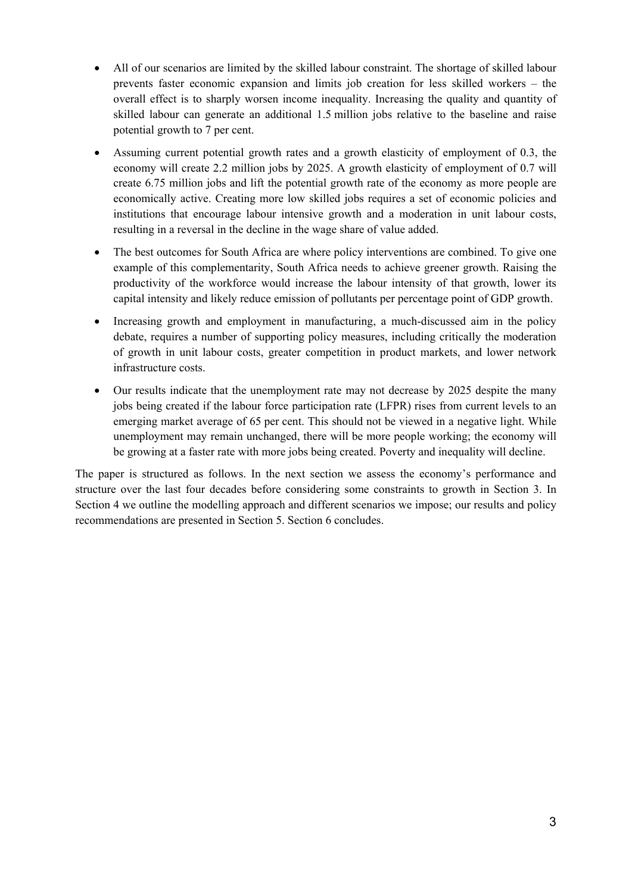- All of our scenarios are limited by the skilled labour constraint. The shortage of skilled labour prevents faster economic expansion and limits job creation for less skilled workers – the overall effect is to sharply worsen income inequality. Increasing the quality and quantity of skilled labour can generate an additional 1.5 million jobs relative to the baseline and raise potential growth to 7 per cent.
- Assuming current potential growth rates and a growth elasticity of employment of 0.3, the economy will create 2.2 million jobs by 2025. A growth elasticity of employment of 0.7 will create 6.75 million jobs and lift the potential growth rate of the economy as more people are economically active. Creating more low skilled jobs requires a set of economic policies and institutions that encourage labour intensive growth and a moderation in unit labour costs, resulting in a reversal in the decline in the wage share of value added.
- The best outcomes for South Africa are where policy interventions are combined. To give one example of this complementarity, South Africa needs to achieve greener growth. Raising the productivity of the workforce would increase the labour intensity of that growth, lower its capital intensity and likely reduce emission of pollutants per percentage point of GDP growth.
- Increasing growth and employment in manufacturing, a much-discussed aim in the policy debate, requires a number of supporting policy measures, including critically the moderation of growth in unit labour costs, greater competition in product markets, and lower network infrastructure costs.
- Our results indicate that the unemployment rate may not decrease by 2025 despite the many jobs being created if the labour force participation rate (LFPR) rises from current levels to an emerging market average of 65 per cent. This should not be viewed in a negative light. While unemployment may remain unchanged, there will be more people working; the economy will be growing at a faster rate with more jobs being created. Poverty and inequality will decline.

The paper is structured as follows. In the next section we assess the economy's performance and structure over the last four decades before considering some constraints to growth in Section 3. In Section 4 we outline the modelling approach and different scenarios we impose; our results and policy recommendations are presented in Section 5. Section 6 concludes.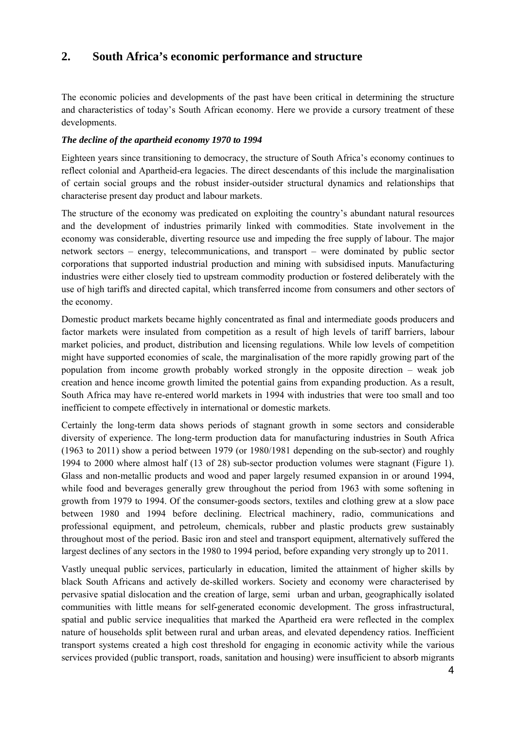## 2. South Africa's economic performance and structure

The economic policies and developments of the past have been critical in determining the structure and characteristics of today's South African economy. Here we provide a cursory treatment of these developments.

***The decline of the apartheid economy 1970 to 1994***

Eighteen years since transitioning to democracy, the structure of South Africa's economy continues to reflect colonial and Apartheid-era legacies. The direct descendants of this include the marginalisation of certain social groups and the robust insider-outsider structural dynamics and relationships that characterise present day product and labour markets.

The structure of the economy was predicated on exploiting the country's abundant natural resources and the development of industries primarily linked with commodities. State involvement in the economy was considerable, diverting resource use and impeding the free supply of labour. The major network sectors – energy, telecommunications, and transport – were dominated by public sector corporations that supported industrial production and mining with subsidised inputs. Manufacturing industries were either closely tied to upstream commodity production or fostered deliberately with the use of high tariffs and directed capital, which transferred income from consumers and other sectors of the economy.

Domestic product markets became highly concentrated as final and intermediate goods producers and factor markets were insulated from competition as a result of high levels of tariff barriers, labour market policies, and product, distribution and licensing regulations. While low levels of competition might have supported economies of scale, the marginalisation of the more rapidly growing part of the population from income growth probably worked strongly in the opposite direction – weak job creation and hence income growth limited the potential gains from expanding production. As a result, South Africa may have re-entered world markets in 1994 with industries that were too small and too inefficient to compete effectively in international or domestic markets.

Certainly the long-term data shows periods of stagnant growth in some sectors and considerable diversity of experience. The long-term production data for manufacturing industries in South Africa (1963 to 2011) show a period between 1979 (or 1980/1981 depending on the sub-sector) and roughly 1994 to 2000 where almost half (13 of 28) sub-sector production volumes were stagnant (Figure 1). Glass and non-metallic products and wood and paper largely resumed expansion in or around 1994, while food and beverages generally grew throughout the period from 1963 with some softening in growth from 1979 to 1994. Of the consumer-goods sectors, textiles and clothing grew at a slow pace between 1980 and 1994 before declining. Electrical machinery, radio, communications and professional equipment, and petroleum, chemicals, rubber and plastic products grew sustainably throughout most of the period. Basic iron and steel and transport equipment, alternatively suffered the largest declines of any sectors in the 1980 to 1994 period, before expanding very strongly up to 2011.

Vastly unequal public services, particularly in education, limited the attainment of higher skills by black South Africans and actively de-skilled workers. Society and economy were characterised by pervasive spatial dislocation and the creation of large, semi urban and urban, geographically isolated communities with little means for self-generated economic development. The gross infrastructural, spatial and public service inequalities that marked the Apartheid era were reflected in the complex nature of households split between rural and urban areas, and elevated dependency ratios. Inefficient transport systems created a high cost threshold for engaging in economic activity while the various services provided (public transport, roads, sanitation and housing) were insufficient to absorb migrants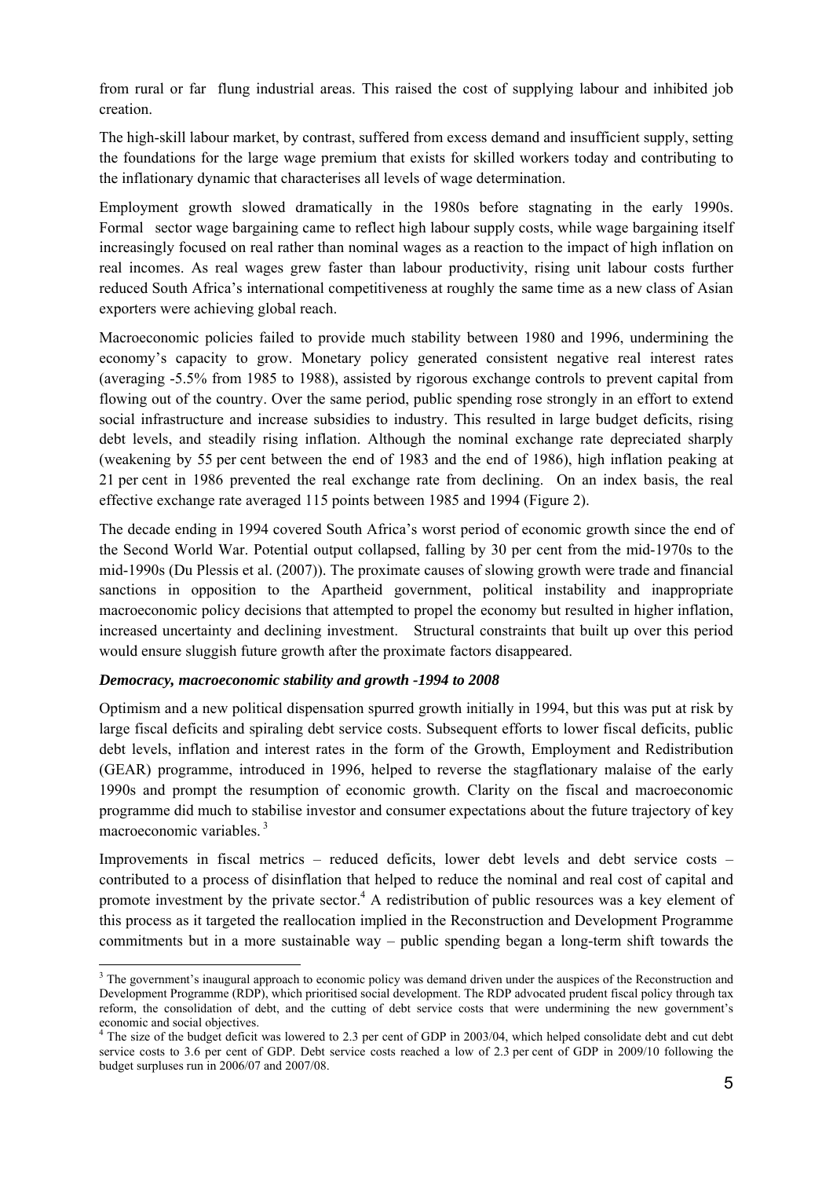from rural or far flung industrial areas. This raised the cost of supplying labour and inhibited job creation.

The high-skill labour market, by contrast, suffered from excess demand and insufficient supply, setting the foundations for the large wage premium that exists for skilled workers today and contributing to the inflationary dynamic that characterises all levels of wage determination.

Employment growth slowed dramatically in the 1980s before stagnating in the early 1990s. Formal sector wage bargaining came to reflect high labour supply costs, while wage bargaining itself increasingly focused on real rather than nominal wages as a reaction to the impact of high inflation on real incomes. As real wages grew faster than labour productivity, rising unit labour costs further reduced South Africa's international competitiveness at roughly the same time as a new class of Asian exporters were achieving global reach.

Macroeconomic policies failed to provide much stability between 1980 and 1996, undermining the economy's capacity to grow. Monetary policy generated consistent negative real interest rates (averaging -5.5% from 1985 to 1988), assisted by rigorous exchange controls to prevent capital from flowing out of the country. Over the same period, public spending rose strongly in an effort to extend social infrastructure and increase subsidies to industry. This resulted in large budget deficits, rising debt levels, and steadily rising inflation. Although the nominal exchange rate depreciated sharply (weakening by 55 per cent between the end of 1983 and the end of 1986), high inflation peaking at 21 per cent in 1986 prevented the real exchange rate from declining. On an index basis, the real effective exchange rate averaged 115 points between 1985 and 1994 (Figure 2).

The decade ending in 1994 covered South Africa's worst period of economic growth since the end of the Second World War. Potential output collapsed, falling by 30 per cent from the mid-1970s to the mid-1990s (Du Plessis et al. (2007)). The proximate causes of slowing growth were trade and financial sanctions in opposition to the Apartheid government, political instability and inappropriate macroeconomic policy decisions that attempted to propel the economy but resulted in higher inflation, increased uncertainty and declining investment. Structural constraints that built up over this period would ensure sluggish future growth after the proximate factors disappeared.

***Democracy, macroeconomic stability and growth -1994 to 2008***

Optimism and a new political dispensation spurred growth initially in 1994, but this was put at risk by large fiscal deficits and spiraling debt service costs. Subsequent efforts to lower fiscal deficits, public debt levels, inflation and interest rates in the form of the Growth, Employment and Redistribution (GEAR) programme, introduced in 1996, helped to reverse the stagflationary malaise of the early 1990s and prompt the resumption of economic growth. Clarity on the fiscal and macroeconomic programme did much to stabilise investor and consumer expectations about the future trajectory of key macroeconomic variables.[3]

Improvements in fiscal metrics – reduced deficits, lower debt levels and debt service costs – contributed to a process of disinflation that helped to reduce the nominal and real cost of capital and promote investment by the private sector.[4] A redistribution of public resources was a key element of this process as it targeted the reallocation implied in the Reconstruction and Development Programme commitments but in a more sustainable way – public spending began a long-term shift towards the

[3] The government's inaugural approach to economic policy was demand driven under the auspices of the Reconstruction and Development Programme (RDP), which prioritised social development. The RDP advocated prudent fiscal policy through tax reform, the consolidation of debt, and the cutting of debt service costs that were undermining the new government's economic and social objectives.

[4] The size of the budget deficit was lowered to 2.3 per cent of GDP in 2003/04, which helped consolidate debt and cut debt service costs to 3.6 per cent of GDP. Debt service costs reached a low of 2.3 per cent of GDP in 2009/10 following the budget surpluses run in 2006/07 and 2007/08.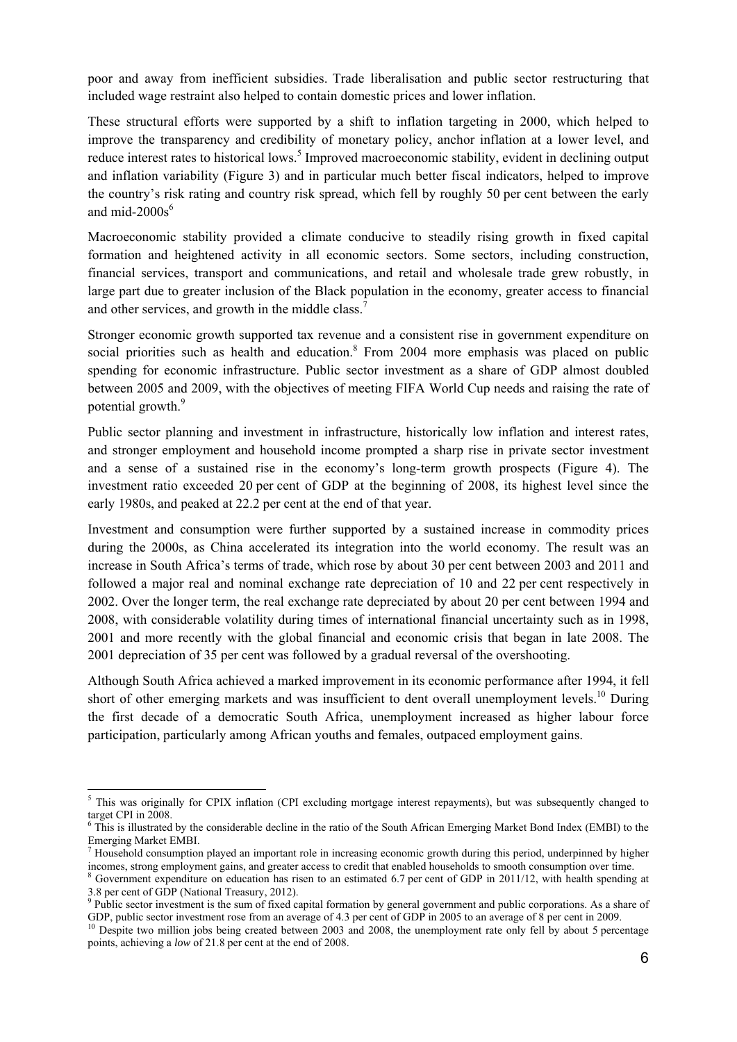poor and away from inefficient subsidies. Trade liberalisation and public sector restructuring that included wage restraint also helped to contain domestic prices and lower inflation.

These structural efforts were supported by a shift to inflation targeting in 2000, which helped to improve the transparency and credibility of monetary policy, anchor inflation at a lower level, and reduce interest rates to historical lows.[5] Improved macroeconomic stability, evident in declining output and inflation variability (Figure 3) and in particular much better fiscal indicators, helped to improve the country's risk rating and country risk spread, which fell by roughly 50 per cent between the early and mid-2000s[6]

Macroeconomic stability provided a climate conducive to steadily rising growth in fixed capital formation and heightened activity in all economic sectors. Some sectors, including construction, financial services, transport and communications, and retail and wholesale trade grew robustly, in large part due to greater inclusion of the Black population in the economy, greater access to financial and other services, and growth in the middle class.[7]

Stronger economic growth supported tax revenue and a consistent rise in government expenditure on social priorities such as health and education.[8] From 2004 more emphasis was placed on public spending for economic infrastructure. Public sector investment as a share of GDP almost doubled between 2005 and 2009, with the objectives of meeting FIFA World Cup needs and raising the rate of potential growth.[9]

Public sector planning and investment in infrastructure, historically low inflation and interest rates, and stronger employment and household income prompted a sharp rise in private sector investment and a sense of a sustained rise in the economy's long-term growth prospects (Figure 4). The investment ratio exceeded 20 per cent of GDP at the beginning of 2008, its highest level since the early 1980s, and peaked at 22.2 per cent at the end of that year.

Investment and consumption were further supported by a sustained increase in commodity prices during the 2000s, as China accelerated its integration into the world economy. The result was an increase in South Africa's terms of trade, which rose by about 30 per cent between 2003 and 2011 and followed a major real and nominal exchange rate depreciation of 10 and 22 per cent respectively in 2002. Over the longer term, the real exchange rate depreciated by about 20 per cent between 1994 and 2008, with considerable volatility during times of international financial uncertainty such as in 1998, 2001 and more recently with the global financial and economic crisis that began in late 2008. The 2001 depreciation of 35 per cent was followed by a gradual reversal of the overshooting.

Although South Africa achieved a marked improvement in its economic performance after 1994, it fell short of other emerging markets and was insufficient to dent overall unemployment levels.[10] During the first decade of a democratic South Africa, unemployment increased as higher labour force participation, particularly among African youths and females, outpaced employment gains.

---

[5] This was originally for CPIX inflation (CPI excluding mortgage interest repayments), but was subsequently changed to target CPI in 2008.

[6] This is illustrated by the considerable decline in the ratio of the South African Emerging Market Bond Index (EMBI) to the Emerging Market EMBI.

[7] Household consumption played an important role in increasing economic growth during this period, underpinned by higher incomes, strong employment gains, and greater access to credit that enabled households to smooth consumption over time.

[8] Government expenditure on education has risen to an estimated 6.7 per cent of GDP in 2011/12, with health spending at 3.8 per cent of GDP (National Treasury, 2012).

[9] Public sector investment is the sum of fixed capital formation by general government and public corporations. As a share of GDP, public sector investment rose from an average of 4.3 per cent of GDP in 2005 to an average of 8 per cent in 2009.

[10] Despite two million jobs being created between 2003 and 2008, the unemployment rate only fell by about 5 percentage points, achieving a *low* of 21.8 per cent at the end of 2008.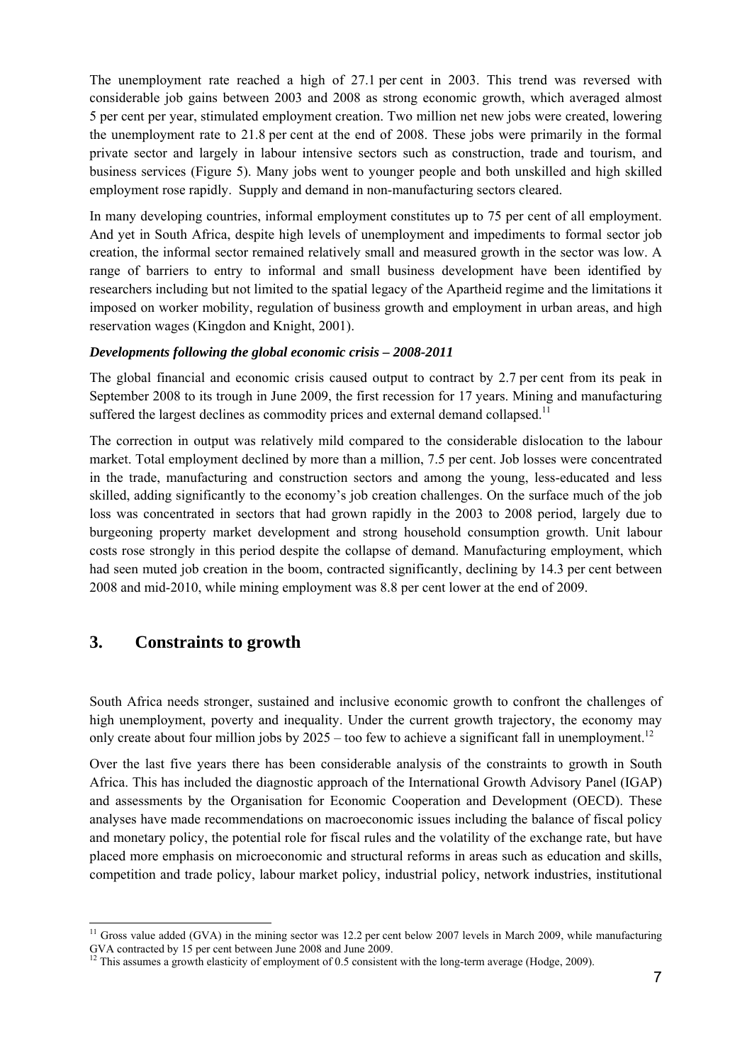The unemployment rate reached a high of 27.1 per cent in 2003. This trend was reversed with considerable job gains between 2003 and 2008 as strong economic growth, which averaged almost 5 per cent per year, stimulated employment creation. Two million net new jobs were created, lowering the unemployment rate to 21.8 per cent at the end of 2008. These jobs were primarily in the formal private sector and largely in labour intensive sectors such as construction, trade and tourism, and business services (Figure 5). Many jobs went to younger people and both unskilled and high skilled employment rose rapidly. Supply and demand in non-manufacturing sectors cleared.

In many developing countries, informal employment constitutes up to 75 per cent of all employment. And yet in South Africa, despite high levels of unemployment and impediments to formal sector job creation, the informal sector remained relatively small and measured growth in the sector was low. A range of barriers to entry to informal and small business development have been identified by researchers including but not limited to the spatial legacy of the Apartheid regime and the limitations it imposed on worker mobility, regulation of business growth and employment in urban areas, and high reservation wages (Kingdon and Knight, 2001).

***Developments following the global economic crisis – 2008-2011***

The global financial and economic crisis caused output to contract by 2.7 per cent from its peak in September 2008 to its trough in June 2009, the first recession for 17 years. Mining and manufacturing suffered the largest declines as commodity prices and external demand collapsed.[11]

The correction in output was relatively mild compared to the considerable dislocation to the labour market. Total employment declined by more than a million, 7.5 per cent. Job losses were concentrated in the trade, manufacturing and construction sectors and among the young, less-educated and less skilled, adding significantly to the economy's job creation challenges. On the surface much of the job loss was concentrated in sectors that had grown rapidly in the 2003 to 2008 period, largely due to burgeoning property market development and strong household consumption growth. Unit labour costs rose strongly in this period despite the collapse of demand. Manufacturing employment, which had seen muted job creation in the boom, contracted significantly, declining by 14.3 per cent between 2008 and mid-2010, while mining employment was 8.8 per cent lower at the end of 2009.

## 3. Constraints to growth

South Africa needs stronger, sustained and inclusive economic growth to confront the challenges of high unemployment, poverty and inequality. Under the current growth trajectory, the economy may only create about four million jobs by 2025 – too few to achieve a significant fall in unemployment.[12]

Over the last five years there has been considerable analysis of the constraints to growth in South Africa. This has included the diagnostic approach of the International Growth Advisory Panel (IGAP) and assessments by the Organisation for Economic Cooperation and Development (OECD). These analyses have made recommendations on macroeconomic issues including the balance of fiscal policy and monetary policy, the potential role for fiscal rules and the volatility of the exchange rate, but have placed more emphasis on microeconomic and structural reforms in areas such as education and skills, competition and trade policy, labour market policy, industrial policy, network industries, institutional

---

[11] Gross value added (GVA) in the mining sector was 12.2 per cent below 2007 levels in March 2009, while manufacturing GVA contracted by 15 per cent between June 2008 and June 2009.

[12] This assumes a growth elasticity of employment of 0.5 consistent with the long-term average (Hodge, 2009).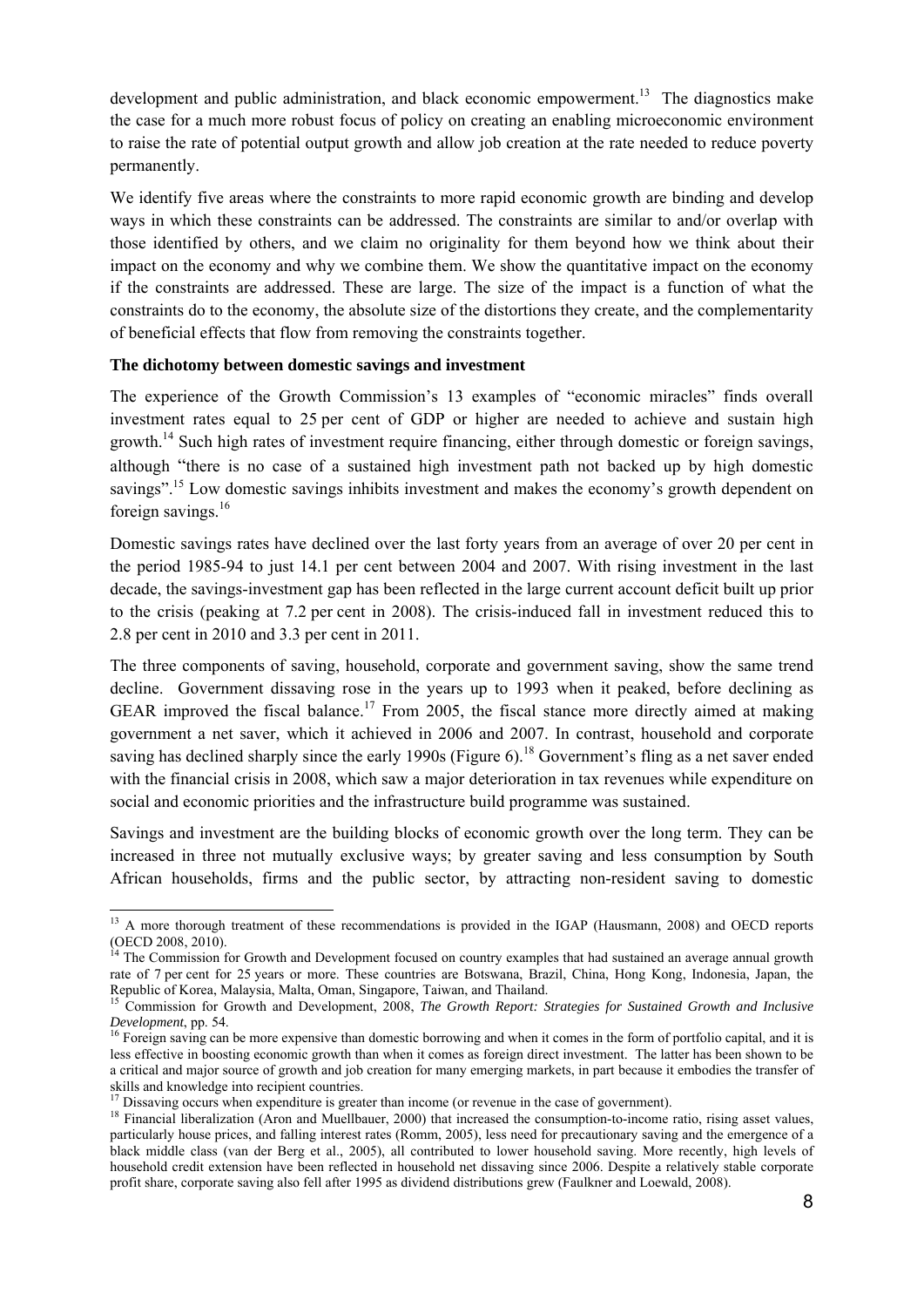development and public administration, and black economic empowerment.[13] The diagnostics make the case for a much more robust focus of policy on creating an enabling microeconomic environment to raise the rate of potential output growth and allow job creation at the rate needed to reduce poverty permanently.

We identify five areas where the constraints to more rapid economic growth are binding and develop ways in which these constraints can be addressed. The constraints are similar to and/or overlap with those identified by others, and we claim no originality for them beyond how we think about their impact on the economy and why we combine them. We show the quantitative impact on the economy if the constraints are addressed. These are large. The size of the impact is a function of what the constraints do to the economy, the absolute size of the distortions they create, and the complementarity of beneficial effects that flow from removing the constraints together.

**The dichotomy between domestic savings and investment**

The experience of the Growth Commission's 13 examples of "economic miracles" finds overall investment rates equal to 25 per cent of GDP or higher are needed to achieve and sustain high growth.[14] Such high rates of investment require financing, either through domestic or foreign savings, although "there is no case of a sustained high investment path not backed up by high domestic savings".[15] Low domestic savings inhibits investment and makes the economy's growth dependent on foreign savings.[16]

Domestic savings rates have declined over the last forty years from an average of over 20 per cent in the period 1985-94 to just 14.1 per cent between 2004 and 2007. With rising investment in the last decade, the savings-investment gap has been reflected in the large current account deficit built up prior to the crisis (peaking at 7.2 per cent in 2008). The crisis-induced fall in investment reduced this to 2.8 per cent in 2010 and 3.3 per cent in 2011.

The three components of saving, household, corporate and government saving, show the same trend decline. Government dissaving rose in the years up to 1993 when it peaked, before declining as GEAR improved the fiscal balance.[17] From 2005, the fiscal stance more directly aimed at making government a net saver, which it achieved in 2006 and 2007. In contrast, household and corporate saving has declined sharply since the early 1990s (Figure 6).[18] Government's fling as a net saver ended with the financial crisis in 2008, which saw a major deterioration in tax revenues while expenditure on social and economic priorities and the infrastructure build programme was sustained.

Savings and investment are the building blocks of economic growth over the long term. They can be increased in three not mutually exclusive ways; by greater saving and less consumption by South African households, firms and the public sector, by attracting non-resident saving to domestic

---

[13] A more thorough treatment of these recommendations is provided in the IGAP (Hausmann, 2008) and OECD reports (OECD 2008, 2010).

[14] The Commission for Growth and Development focused on country examples that had sustained an average annual growth rate of 7 per cent for 25 years or more. These countries are Botswana, Brazil, China, Hong Kong, Indonesia, Japan, the Republic of Korea, Malaysia, Malta, Oman, Singapore, Taiwan, and Thailand.

[15] Commission for Growth and Development, 2008, *The Growth Report: Strategies for Sustained Growth and Inclusive Development*, pp. 54.

[16] Foreign saving can be more expensive than domestic borrowing and when it comes in the form of portfolio capital, and it is less effective in boosting economic growth than when it comes as foreign direct investment. The latter has been shown to be a critical and major source of growth and job creation for many emerging markets, in part because it embodies the transfer of skills and knowledge into recipient countries.

[17] Dissaving occurs when expenditure is greater than income (or revenue in the case of government).

[18] Financial liberalization (Aron and Muellbauer, 2000) that increased the consumption-to-income ratio, rising asset values, particularly house prices, and falling interest rates (Romm, 2005), less need for precautionary saving and the emergence of a black middle class (van der Berg et al., 2005), all contributed to lower household saving. More recently, high levels of household credit extension have been reflected in household net dissaving since 2006. Despite a relatively stable corporate profit share, corporate saving also fell after 1995 as dividend distributions grew (Faulkner and Loewald, 2008).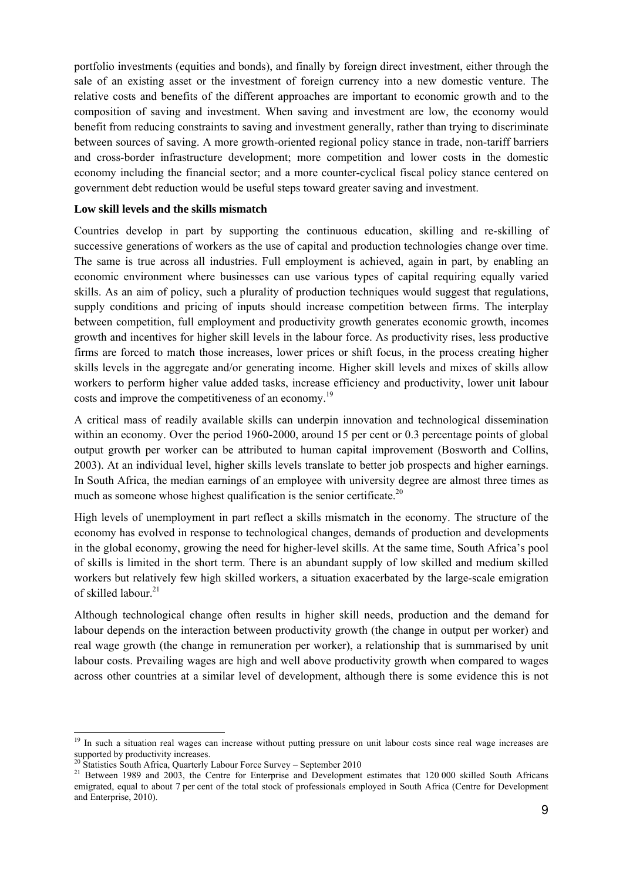portfolio investments (equities and bonds), and finally by foreign direct investment, either through the sale of an existing asset or the investment of foreign currency into a new domestic venture. The relative costs and benefits of the different approaches are important to economic growth and to the composition of saving and investment. When saving and investment are low, the economy would benefit from reducing constraints to saving and investment generally, rather than trying to discriminate between sources of saving. A more growth-oriented regional policy stance in trade, non-tariff barriers and cross-border infrastructure development; more competition and lower costs in the domestic economy including the financial sector; and a more counter-cyclical fiscal policy stance centered on government debt reduction would be useful steps toward greater saving and investment.

**Low skill levels and the skills mismatch**

Countries develop in part by supporting the continuous education, skilling and re-skilling of successive generations of workers as the use of capital and production technologies change over time. The same is true across all industries. Full employment is achieved, again in part, by enabling an economic environment where businesses can use various types of capital requiring equally varied skills. As an aim of policy, such a plurality of production techniques would suggest that regulations, supply conditions and pricing of inputs should increase competition between firms. The interplay between competition, full employment and productivity growth generates economic growth, incomes growth and incentives for higher skill levels in the labour force. As productivity rises, less productive firms are forced to match those increases, lower prices or shift focus, in the process creating higher skills levels in the aggregate and/or generating income. Higher skill levels and mixes of skills allow workers to perform higher value added tasks, increase efficiency and productivity, lower unit labour costs and improve the competitiveness of an economy.[19]

A critical mass of readily available skills can underpin innovation and technological dissemination within an economy. Over the period 1960-2000, around 15 per cent or 0.3 percentage points of global output growth per worker can be attributed to human capital improvement (Bosworth and Collins, 2003). At an individual level, higher skills levels translate to better job prospects and higher earnings. In South Africa, the median earnings of an employee with university degree are almost three times as much as someone whose highest qualification is the senior certificate.[20]

High levels of unemployment in part reflect a skills mismatch in the economy. The structure of the economy has evolved in response to technological changes, demands of production and developments in the global economy, growing the need for higher-level skills. At the same time, South Africa's pool of skills is limited in the short term. There is an abundant supply of low skilled and medium skilled workers but relatively few high skilled workers, a situation exacerbated by the large-scale emigration of skilled labour.[21]

Although technological change often results in higher skill needs, production and the demand for labour depends on the interaction between productivity growth (the change in output per worker) and real wage growth (the change in remuneration per worker), a relationship that is summarised by unit labour costs. Prevailing wages are high and well above productivity growth when compared to wages across other countries at a similar level of development, although there is some evidence this is not

---

[19] In such a situation real wages can increase without putting pressure on unit labour costs since real wage increases are supported by productivity increases.

[20] Statistics South Africa, Quarterly Labour Force Survey – September 2010

[21] Between 1989 and 2003, the Centre for Enterprise and Development estimates that 120 000 skilled South Africans emigrated, equal to about 7 per cent of the total stock of professionals employed in South Africa (Centre for Development and Enterprise, 2010).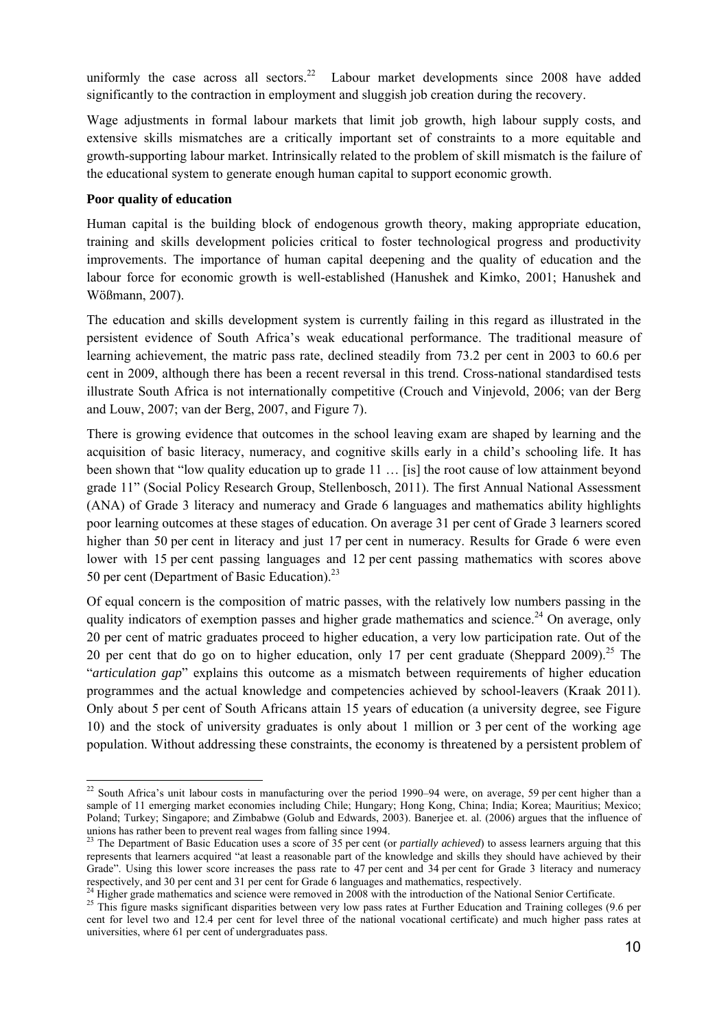uniformly the case across all sectors.[22] Labour market developments since 2008 have added significantly to the contraction in employment and sluggish job creation during the recovery.

Wage adjustments in formal labour markets that limit job growth, high labour supply costs, and extensive skills mismatches are a critically important set of constraints to a more equitable and growth-supporting labour market. Intrinsically related to the problem of skill mismatch is the failure of the educational system to generate enough human capital to support economic growth.

**Poor quality of education**

Human capital is the building block of endogenous growth theory, making appropriate education, training and skills development policies critical to foster technological progress and productivity improvements. The importance of human capital deepening and the quality of education and the labour force for economic growth is well-established (Hanushek and Kimko, 2001; Hanushek and Wößmann, 2007).

The education and skills development system is currently failing in this regard as illustrated in the persistent evidence of South Africa's weak educational performance. The traditional measure of learning achievement, the matric pass rate, declined steadily from 73.2 per cent in 2003 to 60.6 per cent in 2009, although there has been a recent reversal in this trend. Cross-national standardised tests illustrate South Africa is not internationally competitive (Crouch and Vinjevold, 2006; van der Berg and Louw, 2007; van der Berg, 2007, and Figure 7).

There is growing evidence that outcomes in the school leaving exam are shaped by learning and the acquisition of basic literacy, numeracy, and cognitive skills early in a child's schooling life. It has been shown that "low quality education up to grade 11 … [is] the root cause of low attainment beyond grade 11" (Social Policy Research Group, Stellenbosch, 2011). The first Annual National Assessment (ANA) of Grade 3 literacy and numeracy and Grade 6 languages and mathematics ability highlights poor learning outcomes at these stages of education. On average 31 per cent of Grade 3 learners scored higher than 50 per cent in literacy and just 17 per cent in numeracy. Results for Grade 6 were even lower with 15 per cent passing languages and 12 per cent passing mathematics with scores above 50 per cent (Department of Basic Education).[23]

Of equal concern is the composition of matric passes, with the relatively low numbers passing in the quality indicators of exemption passes and higher grade mathematics and science.[24] On average, only 20 per cent of matric graduates proceed to higher education, a very low participation rate. Out of the 20 per cent that do go on to higher education, only 17 per cent graduate (Sheppard 2009).[25] The "*articulation gap*" explains this outcome as a mismatch between requirements of higher education programmes and the actual knowledge and competencies achieved by school-leavers (Kraak 2011). Only about 5 per cent of South Africans attain 15 years of education (a university degree, see Figure 10) and the stock of university graduates is only about 1 million or 3 per cent of the working age population. Without addressing these constraints, the economy is threatened by a persistent problem of

---

[22] South Africa's unit labour costs in manufacturing over the period 1990–94 were, on average, 59 per cent higher than a sample of 11 emerging market economies including Chile; Hungary; Hong Kong, China; India; Korea; Mauritius; Mexico; Poland; Turkey; Singapore; and Zimbabwe (Golub and Edwards, 2003). Banerjee et. al. (2006) argues that the influence of unions has rather been to prevent real wages from falling since 1994.

[23] The Department of Basic Education uses a score of 35 per cent (or *partially achieved*) to assess learners arguing that this represents that learners acquired "at least a reasonable part of the knowledge and skills they should have achieved by their Grade". Using this lower score increases the pass rate to 47 per cent and 34 per cent for Grade 3 literacy and numeracy respectively, and 30 per cent and 31 per cent for Grade 6 languages and mathematics, respectively.

[24] Higher grade mathematics and science were removed in 2008 with the introduction of the National Senior Certificate.

[25] This figure masks significant disparities between very low pass rates at Further Education and Training colleges (9.6 per cent for level two and 12.4 per cent for level three of the national vocational certificate) and much higher pass rates at universities, where 61 per cent of undergraduates pass.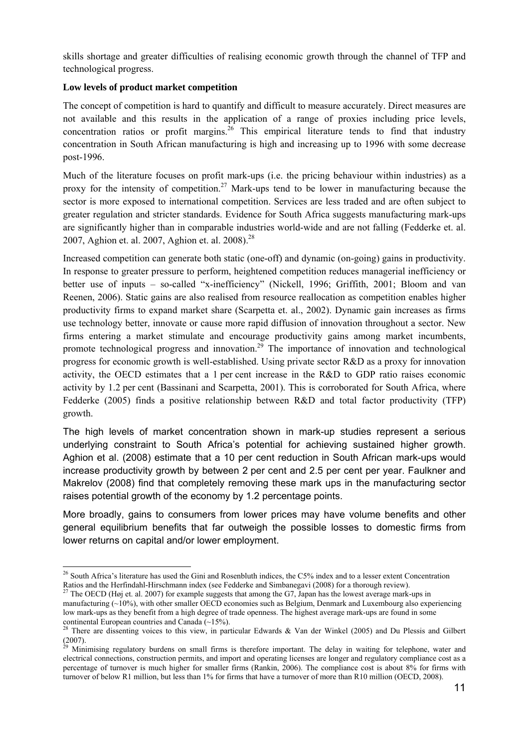skills shortage and greater difficulties of realising economic growth through the channel of TFP and technological progress.

**Low levels of product market competition**

The concept of competition is hard to quantify and difficult to measure accurately. Direct measures are not available and this results in the application of a range of proxies including price levels, concentration ratios or profit margins.[26] This empirical literature tends to find that industry concentration in South African manufacturing is high and increasing up to 1996 with some decrease post-1996.

Much of the literature focuses on profit mark-ups (i.e. the pricing behaviour within industries) as a proxy for the intensity of competition.[27] Mark-ups tend to be lower in manufacturing because the sector is more exposed to international competition. Services are less traded and are often subject to greater regulation and stricter standards. Evidence for South Africa suggests manufacturing mark-ups are significantly higher than in comparable industries world-wide and are not falling (Fedderke et. al. 2007, Aghion et. al. 2007, Aghion et. al. 2008).[28]

Increased competition can generate both static (one-off) and dynamic (on-going) gains in productivity. In response to greater pressure to perform, heightened competition reduces managerial inefficiency or better use of inputs – so-called "x-inefficiency" (Nickell, 1996; Griffith, 2001; Bloom and van Reenen, 2006). Static gains are also realised from resource reallocation as competition enables higher productivity firms to expand market share (Scarpetta et. al., 2002). Dynamic gain increases as firms use technology better, innovate or cause more rapid diffusion of innovation throughout a sector. New firms entering a market stimulate and encourage productivity gains among market incumbents, promote technological progress and innovation.[29] The importance of innovation and technological progress for economic growth is well-established. Using private sector R&D as a proxy for innovation activity, the OECD estimates that a 1 per cent increase in the R&D to GDP ratio raises economic activity by 1.2 per cent (Bassinani and Scarpetta, 2001). This is corroborated for South Africa, where Fedderke (2005) finds a positive relationship between R&D and total factor productivity (TFP) growth.

The high levels of market concentration shown in mark-up studies represent a serious underlying constraint to South Africa's potential for achieving sustained higher growth. Aghion et al. (2008) estimate that a 10 per cent reduction in South African mark-ups would increase productivity growth by between 2 per cent and 2.5 per cent per year. Faulkner and Makrelov (2008) find that completely removing these mark ups in the manufacturing sector raises potential growth of the economy by 1.2 percentage points.

More broadly, gains to consumers from lower prices may have volume benefits and other general equilibrium benefits that far outweigh the possible losses to domestic firms from lower returns on capital and/or lower employment.

---

[26] South Africa's literature has used the Gini and Rosenbluth indices, the C5% index and to a lesser extent Concentration Ratios and the Herfindahl-Hirschmann index (see Fedderke and Simbanegavi (2008) for a thorough review).

[27] The OECD (Høj et. al. 2007) for example suggests that among the G7, Japan has the lowest average mark-ups in manufacturing (~10%), with other smaller OECD economies such as Belgium, Denmark and Luxembourg also experiencing low mark-ups as they benefit from a high degree of trade openness. The highest average mark-ups are found in some continental European countries and Canada (~15%).

[28] There are dissenting voices to this view, in particular Edwards & Van der Winkel (2005) and Du Plessis and Gilbert (2007).

[29] Minimising regulatory burdens on small firms is therefore important. The delay in waiting for telephone, water and electrical connections, construction permits, and import and operating licenses are longer and regulatory compliance cost as a percentage of turnover is much higher for smaller firms (Rankin, 2006). The compliance cost is about 8% for firms with turnover of below R1 million, but less than 1% for firms that have a turnover of more than R10 million (OECD, 2008).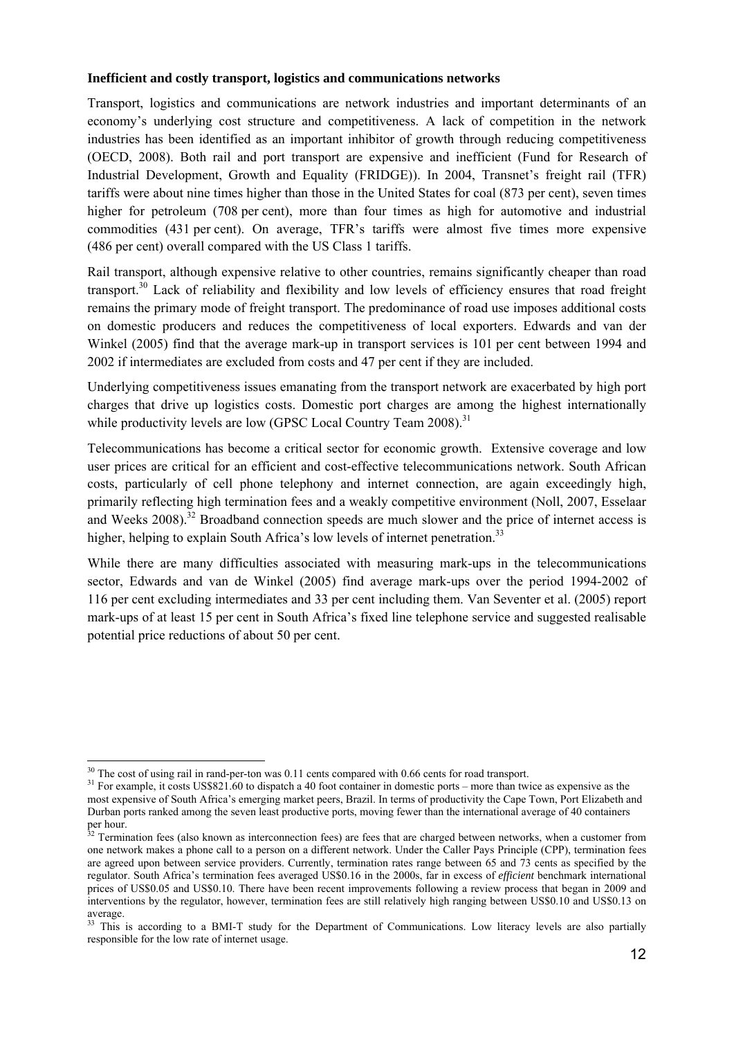**Inefficient and costly transport, logistics and communications networks**

Transport, logistics and communications are network industries and important determinants of an economy's underlying cost structure and competitiveness. A lack of competition in the network industries has been identified as an important inhibitor of growth through reducing competitiveness (OECD, 2008). Both rail and port transport are expensive and inefficient (Fund for Research of Industrial Development, Growth and Equality (FRIDGE)). In 2004, Transnet's freight rail (TFR) tariffs were about nine times higher than those in the United States for coal (873 per cent), seven times higher for petroleum (708 per cent), more than four times as high for automotive and industrial commodities (431 per cent). On average, TFR's tariffs were almost five times more expensive (486 per cent) overall compared with the US Class 1 tariffs.

Rail transport, although expensive relative to other countries, remains significantly cheaper than road transport.[30] Lack of reliability and flexibility and low levels of efficiency ensures that road freight remains the primary mode of freight transport. The predominance of road use imposes additional costs on domestic producers and reduces the competitiveness of local exporters. Edwards and van der Winkel (2005) find that the average mark-up in transport services is 101 per cent between 1994 and 2002 if intermediates are excluded from costs and 47 per cent if they are included.

Underlying competitiveness issues emanating from the transport network are exacerbated by high port charges that drive up logistics costs. Domestic port charges are among the highest internationally while productivity levels are low (GPSC Local Country Team 2008).[31]

Telecommunications has become a critical sector for economic growth. Extensive coverage and low user prices are critical for an efficient and cost-effective telecommunications network. South African costs, particularly of cell phone telephony and internet connection, are again exceedingly high, primarily reflecting high termination fees and a weakly competitive environment (Noll, 2007, Esselaar and Weeks 2008).[32] Broadband connection speeds are much slower and the price of internet access is higher, helping to explain South Africa's low levels of internet penetration.[33]

While there are many difficulties associated with measuring mark-ups in the telecommunications sector, Edwards and van de Winkel (2005) find average mark-ups over the period 1994-2002 of 116 per cent excluding intermediates and 33 per cent including them. Van Seventer et al. (2005) report mark-ups of at least 15 per cent in South Africa's fixed line telephone service and suggested realisable potential price reductions of about 50 per cent.

---

[30] The cost of using rail in rand-per-ton was 0.11 cents compared with 0.66 cents for road transport.

[31] For example, it costs US$821.60 to dispatch a 40 foot container in domestic ports – more than twice as expensive as the most expensive of South Africa's emerging market peers, Brazil. In terms of productivity the Cape Town, Port Elizabeth and Durban ports ranked among the seven least productive ports, moving fewer than the international average of 40 containers per hour.

[32] Termination fees (also known as interconnection fees) are fees that are charged between networks, when a customer from one network makes a phone call to a person on a different network. Under the Caller Pays Principle (CPP), termination fees are agreed upon between service providers. Currently, termination rates range between 65 and 73 cents as specified by the regulator. South Africa's termination fees averaged US$0.16 in the 2000s, far in excess of *efficient* benchmark international prices of US$0.05 and US$0.10. There have been recent improvements following a review process that began in 2009 and interventions by the regulator, however, termination fees are still relatively high ranging between US$0.10 and US$0.13 on average.

[33] This is according to a BMI-T study for the Department of Communications. Low literacy levels are also partially responsible for the low rate of internet usage.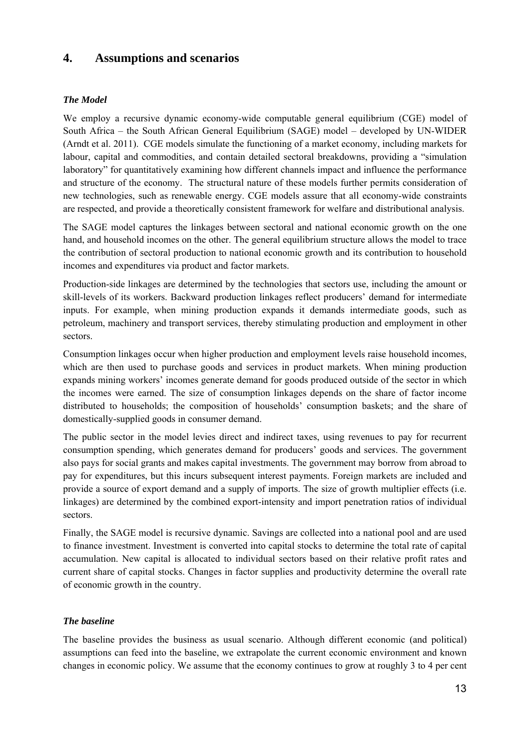## 4. Assumptions and scenarios

### *The Model*

We employ a recursive dynamic economy-wide computable general equilibrium (CGE) model of South Africa – the South African General Equilibrium (SAGE) model – developed by UN-WIDER (Arndt et al. 2011). CGE models simulate the functioning of a market economy, including markets for labour, capital and commodities, and contain detailed sectoral breakdowns, providing a "simulation laboratory" for quantitatively examining how different channels impact and influence the performance and structure of the economy. The structural nature of these models further permits consideration of new technologies, such as renewable energy. CGE models assure that all economy-wide constraints are respected, and provide a theoretically consistent framework for welfare and distributional analysis.

The SAGE model captures the linkages between sectoral and national economic growth on the one hand, and household incomes on the other. The general equilibrium structure allows the model to trace the contribution of sectoral production to national economic growth and its contribution to household incomes and expenditures via product and factor markets.

Production-side linkages are determined by the technologies that sectors use, including the amount or skill-levels of its workers. Backward production linkages reflect producers' demand for intermediate inputs. For example, when mining production expands it demands intermediate goods, such as petroleum, machinery and transport services, thereby stimulating production and employment in other sectors.

Consumption linkages occur when higher production and employment levels raise household incomes, which are then used to purchase goods and services in product markets. When mining production expands mining workers' incomes generate demand for goods produced outside of the sector in which the incomes were earned. The size of consumption linkages depends on the share of factor income distributed to households; the composition of households' consumption baskets; and the share of domestically-supplied goods in consumer demand.

The public sector in the model levies direct and indirect taxes, using revenues to pay for recurrent consumption spending, which generates demand for producers' goods and services. The government also pays for social grants and makes capital investments. The government may borrow from abroad to pay for expenditures, but this incurs subsequent interest payments. Foreign markets are included and provide a source of export demand and a supply of imports. The size of growth multiplier effects (i.e. linkages) are determined by the combined export-intensity and import penetration ratios of individual sectors.

Finally, the SAGE model is recursive dynamic. Savings are collected into a national pool and are used to finance investment. Investment is converted into capital stocks to determine the total rate of capital accumulation. New capital is allocated to individual sectors based on their relative profit rates and current share of capital stocks. Changes in factor supplies and productivity determine the overall rate of economic growth in the country.

### *The baseline*

The baseline provides the business as usual scenario. Although different economic (and political) assumptions can feed into the baseline, we extrapolate the current economic environment and known changes in economic policy. We assume that the economy continues to grow at roughly 3 to 4 per cent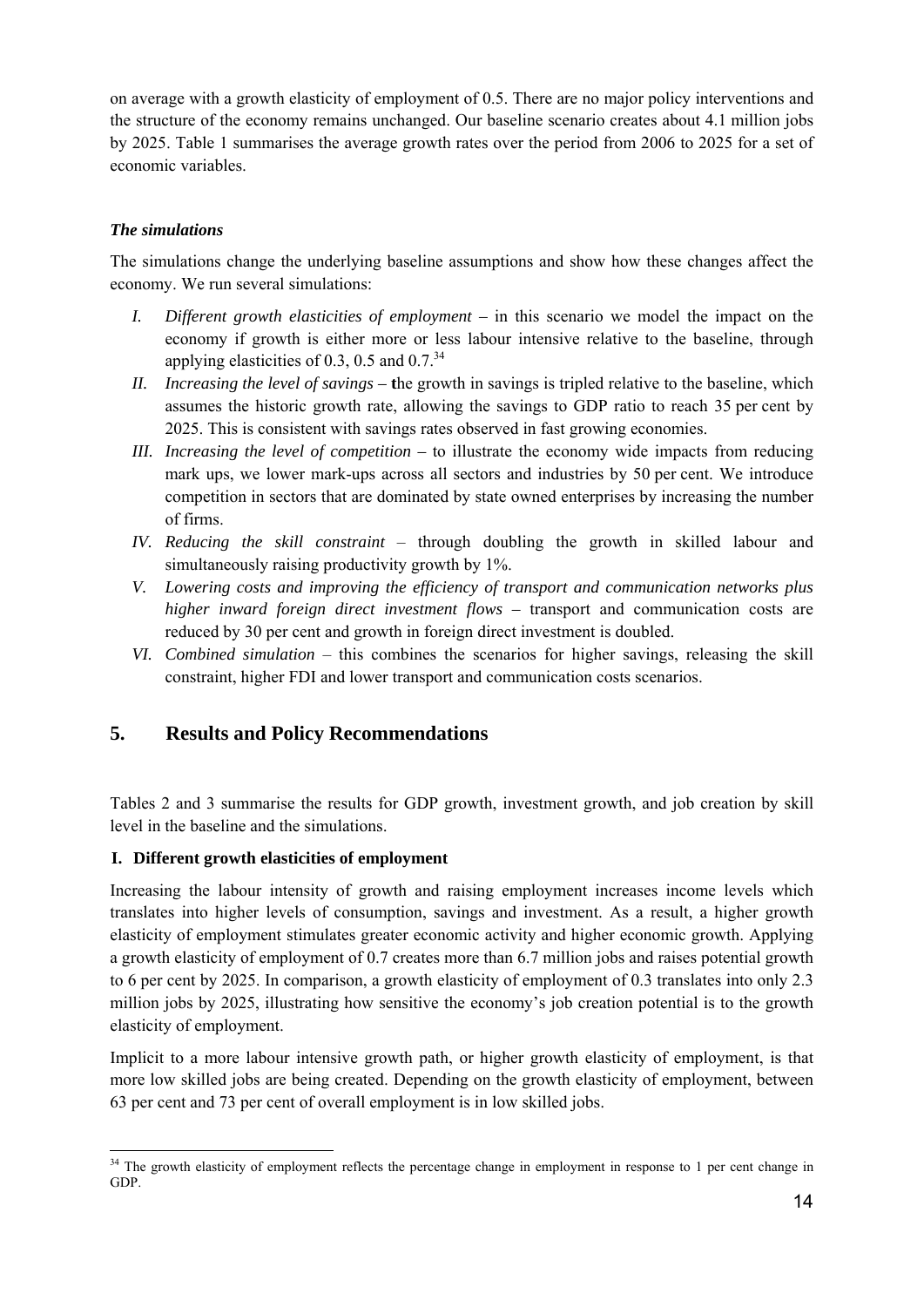on average with a growth elasticity of employment of 0.5. There are no major policy interventions and the structure of the economy remains unchanged. Our baseline scenario creates about 4.1 million jobs by 2025. Table 1 summarises the average growth rates over the period from 2006 to 2025 for a set of economic variables.

### *The simulations*

The simulations change the underlying baseline assumptions and show how these changes affect the economy. We run several simulations:

I. *Different growth elasticities of employment* – in this scenario we model the impact on the economy if growth is either more or less labour intensive relative to the baseline, through applying elasticities of 0.3, 0.5 and 0.7.[34]

II. *Increasing the level of savings* – the growth in savings is tripled relative to the baseline, which assumes the historic growth rate, allowing the savings to GDP ratio to reach 35 per cent by 2025. This is consistent with savings rates observed in fast growing economies.

III. *Increasing the level of competition* – to illustrate the economy wide impacts from reducing mark ups, we lower mark-ups across all sectors and industries by 50 per cent. We introduce competition in sectors that are dominated by state owned enterprises by increasing the number of firms.

IV. *Reducing the skill constraint* – through doubling the growth in skilled labour and simultaneously raising productivity growth by 1%.

V. *Lowering costs and improving the efficiency of transport and communication networks plus higher inward foreign direct investment flows* – transport and communication costs are reduced by 30 per cent and growth in foreign direct investment is doubled.

VI. *Combined simulation* – this combines the scenarios for higher savings, releasing the skill constraint, higher FDI and lower transport and communication costs scenarios.

## 5. Results and Policy Recommendations

Tables 2 and 3 summarise the results for GDP growth, investment growth, and job creation by skill level in the baseline and the simulations.

### I. Different growth elasticities of employment

Increasing the labour intensity of growth and raising employment increases income levels which translates into higher levels of consumption, savings and investment. As a result, a higher growth elasticity of employment stimulates greater economic activity and higher economic growth. Applying a growth elasticity of employment of 0.7 creates more than 6.7 million jobs and raises potential growth to 6 per cent by 2025. In comparison, a growth elasticity of employment of 0.3 translates into only 2.3 million jobs by 2025, illustrating how sensitive the economy's job creation potential is to the growth elasticity of employment.

Implicit to a more labour intensive growth path, or higher growth elasticity of employment, is that more low skilled jobs are being created. Depending on the growth elasticity of employment, between 63 per cent and 73 per cent of overall employment is in low skilled jobs.

[34] The growth elasticity of employment reflects the percentage change in employment in response to 1 per cent change in GDP.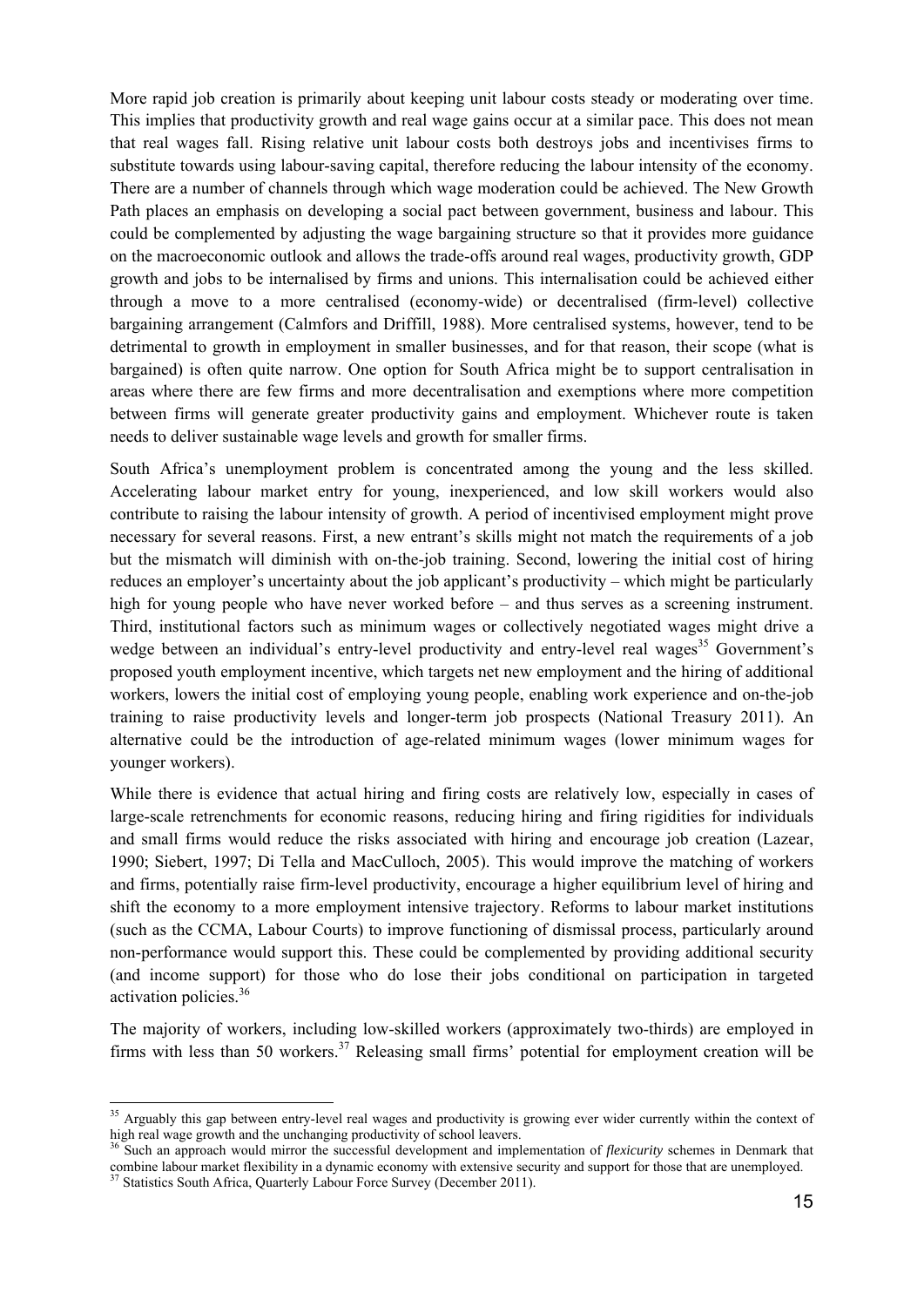More rapid job creation is primarily about keeping unit labour costs steady or moderating over time. This implies that productivity growth and real wage gains occur at a similar pace. This does not mean that real wages fall. Rising relative unit labour costs both destroys jobs and incentivises firms to substitute towards using labour-saving capital, therefore reducing the labour intensity of the economy. There are a number of channels through which wage moderation could be achieved. The New Growth Path places an emphasis on developing a social pact between government, business and labour. This could be complemented by adjusting the wage bargaining structure so that it provides more guidance on the macroeconomic outlook and allows the trade-offs around real wages, productivity growth, GDP growth and jobs to be internalised by firms and unions. This internalisation could be achieved either through a move to a more centralised (economy-wide) or decentralised (firm-level) collective bargaining arrangement (Calmfors and Driffill, 1988). More centralised systems, however, tend to be detrimental to growth in employment in smaller businesses, and for that reason, their scope (what is bargained) is often quite narrow. One option for South Africa might be to support centralisation in areas where there are few firms and more decentralisation and exemptions where more competition between firms will generate greater productivity gains and employment. Whichever route is taken needs to deliver sustainable wage levels and growth for smaller firms.

South Africa's unemployment problem is concentrated among the young and the less skilled. Accelerating labour market entry for young, inexperienced, and low skill workers would also contribute to raising the labour intensity of growth. A period of incentivised employment might prove necessary for several reasons. First, a new entrant's skills might not match the requirements of a job but the mismatch will diminish with on-the-job training. Second, lowering the initial cost of hiring reduces an employer's uncertainty about the job applicant's productivity – which might be particularly high for young people who have never worked before – and thus serves as a screening instrument. Third, institutional factors such as minimum wages or collectively negotiated wages might drive a wedge between an individual's entry-level productivity and entry-level real wages[35] Government's proposed youth employment incentive, which targets net new employment and the hiring of additional workers, lowers the initial cost of employing young people, enabling work experience and on-the-job training to raise productivity levels and longer-term job prospects (National Treasury 2011). An alternative could be the introduction of age-related minimum wages (lower minimum wages for younger workers).

While there is evidence that actual hiring and firing costs are relatively low, especially in cases of large-scale retrenchments for economic reasons, reducing hiring and firing rigidities for individuals and small firms would reduce the risks associated with hiring and encourage job creation (Lazear, 1990; Siebert, 1997; Di Tella and MacCulloch, 2005). This would improve the matching of workers and firms, potentially raise firm-level productivity, encourage a higher equilibrium level of hiring and shift the economy to a more employment intensive trajectory. Reforms to labour market institutions (such as the CCMA, Labour Courts) to improve functioning of dismissal process, particularly around non-performance would support this. These could be complemented by providing additional security (and income support) for those who do lose their jobs conditional on participation in targeted activation policies.[36]

The majority of workers, including low-skilled workers (approximately two-thirds) are employed in firms with less than 50 workers.[37] Releasing small firms' potential for employment creation will be

---

[35] Arguably this gap between entry-level real wages and productivity is growing ever wider currently within the context of high real wage growth and the unchanging productivity of school leavers.

[36] Such an approach would mirror the successful development and implementation of *flexicurity* schemes in Denmark that combine labour market flexibility in a dynamic economy with extensive security and support for those that are unemployed.

[37] Statistics South Africa, Quarterly Labour Force Survey (December 2011).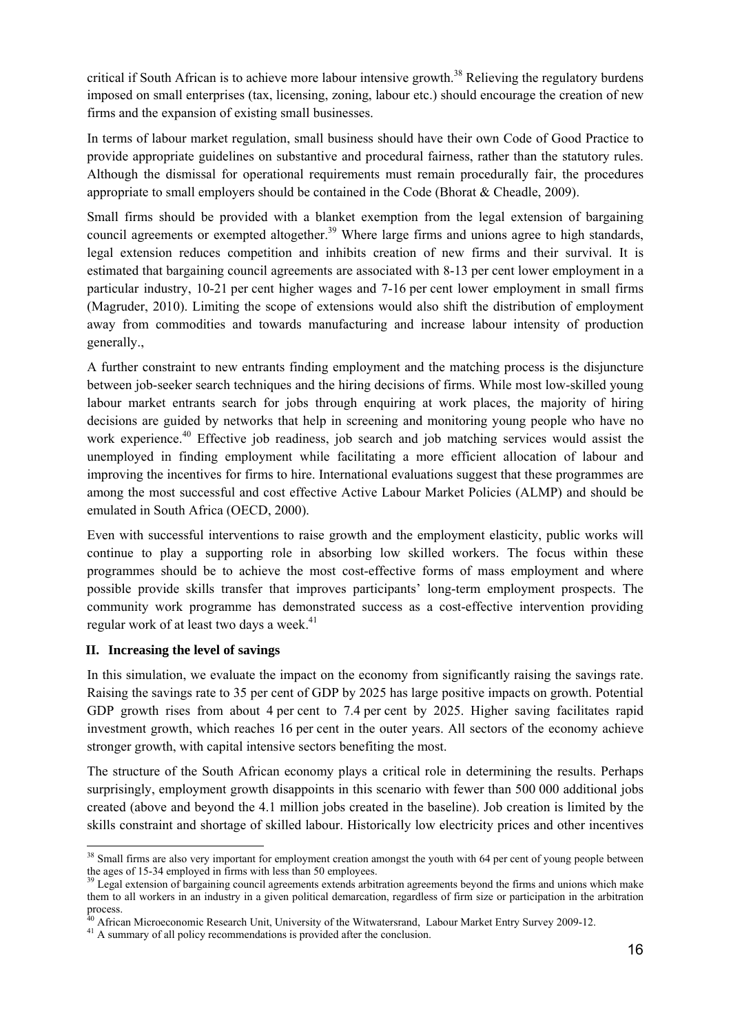critical if South African is to achieve more labour intensive growth.[38] Relieving the regulatory burdens imposed on small enterprises (tax, licensing, zoning, labour etc.) should encourage the creation of new firms and the expansion of existing small businesses.

In terms of labour market regulation, small business should have their own Code of Good Practice to provide appropriate guidelines on substantive and procedural fairness, rather than the statutory rules. Although the dismissal for operational requirements must remain procedurally fair, the procedures appropriate to small employers should be contained in the Code (Bhorat & Cheadle, 2009).

Small firms should be provided with a blanket exemption from the legal extension of bargaining council agreements or exempted altogether.[39] Where large firms and unions agree to high standards, legal extension reduces competition and inhibits creation of new firms and their survival. It is estimated that bargaining council agreements are associated with 8-13 per cent lower employment in a particular industry, 10-21 per cent higher wages and 7-16 per cent lower employment in small firms (Magruder, 2010). Limiting the scope of extensions would also shift the distribution of employment away from commodities and towards manufacturing and increase labour intensity of production generally.,

A further constraint to new entrants finding employment and the matching process is the disjuncture between job-seeker search techniques and the hiring decisions of firms. While most low-skilled young labour market entrants search for jobs through enquiring at work places, the majority of hiring decisions are guided by networks that help in screening and monitoring young people who have no work experience.[40] Effective job readiness, job search and job matching services would assist the unemployed in finding employment while facilitating a more efficient allocation of labour and improving the incentives for firms to hire. International evaluations suggest that these programmes are among the most successful and cost effective Active Labour Market Policies (ALMP) and should be emulated in South Africa (OECD, 2000).

Even with successful interventions to raise growth and the employment elasticity, public works will continue to play a supporting role in absorbing low skilled workers. The focus within these programmes should be to achieve the most cost-effective forms of mass employment and where possible provide skills transfer that improves participants' long-term employment prospects. The community work programme has demonstrated success as a cost-effective intervention providing regular work of at least two days a week.[41]

### II. Increasing the level of savings

In this simulation, we evaluate the impact on the economy from significantly raising the savings rate. Raising the savings rate to 35 per cent of GDP by 2025 has large positive impacts on growth. Potential GDP growth rises from about 4 per cent to 7.4 per cent by 2025. Higher saving facilitates rapid investment growth, which reaches 16 per cent in the outer years. All sectors of the economy achieve stronger growth, with capital intensive sectors benefiting the most.

The structure of the South African economy plays a critical role in determining the results. Perhaps surprisingly, employment growth disappoints in this scenario with fewer than 500 000 additional jobs created (above and beyond the 4.1 million jobs created in the baseline). Job creation is limited by the skills constraint and shortage of skilled labour. Historically low electricity prices and other incentives

---

[38] Small firms are also very important for employment creation amongst the youth with 64 per cent of young people between the ages of 15-34 employed in firms with less than 50 employees.

[39] Legal extension of bargaining council agreements extends arbitration agreements beyond the firms and unions which make them to all workers in an industry in a given political demarcation, regardless of firm size or participation in the arbitration process.

[40] African Microeconomic Research Unit, University of the Witwatersrand, Labour Market Entry Survey 2009-12.

[41] A summary of all policy recommendations is provided after the conclusion.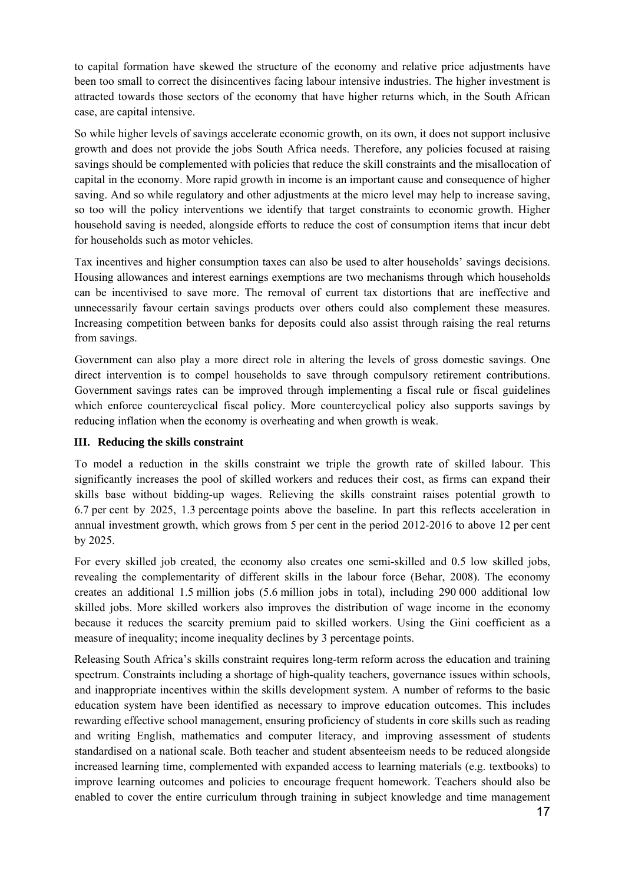to capital formation have skewed the structure of the economy and relative price adjustments have been too small to correct the disincentives facing labour intensive industries. The higher investment is attracted towards those sectors of the economy that have higher returns which, in the South African case, are capital intensive.

So while higher levels of savings accelerate economic growth, on its own, it does not support inclusive growth and does not provide the jobs South Africa needs. Therefore, any policies focused at raising savings should be complemented with policies that reduce the skill constraints and the misallocation of capital in the economy. More rapid growth in income is an important cause and consequence of higher saving. And so while regulatory and other adjustments at the micro level may help to increase saving, so too will the policy interventions we identify that target constraints to economic growth. Higher household saving is needed, alongside efforts to reduce the cost of consumption items that incur debt for households such as motor vehicles.

Tax incentives and higher consumption taxes can also be used to alter households' savings decisions. Housing allowances and interest earnings exemptions are two mechanisms through which households can be incentivised to save more. The removal of current tax distortions that are ineffective and unnecessarily favour certain savings products over others could also complement these measures. Increasing competition between banks for deposits could also assist through raising the real returns from savings.

Government can also play a more direct role in altering the levels of gross domestic savings. One direct intervention is to compel households to save through compulsory retirement contributions. Government savings rates can be improved through implementing a fiscal rule or fiscal guidelines which enforce countercyclical fiscal policy. More countercyclical policy also supports savings by reducing inflation when the economy is overheating and when growth is weak.

### III. Reducing the skills constraint

To model a reduction in the skills constraint we triple the growth rate of skilled labour. This significantly increases the pool of skilled workers and reduces their cost, as firms can expand their skills base without bidding-up wages. Relieving the skills constraint raises potential growth to 6.7 per cent by 2025, 1.3 percentage points above the baseline. In part this reflects acceleration in annual investment growth, which grows from 5 per cent in the period 2012-2016 to above 12 per cent by 2025.

For every skilled job created, the economy also creates one semi-skilled and 0.5 low skilled jobs, revealing the complementarity of different skills in the labour force (Behar, 2008). The economy creates an additional 1.5 million jobs (5.6 million jobs in total), including 290 000 additional low skilled jobs. More skilled workers also improves the distribution of wage income in the economy because it reduces the scarcity premium paid to skilled workers. Using the Gini coefficient as a measure of inequality; income inequality declines by 3 percentage points.

Releasing South Africa's skills constraint requires long-term reform across the education and training spectrum. Constraints including a shortage of high-quality teachers, governance issues within schools, and inappropriate incentives within the skills development system. A number of reforms to the basic education system have been identified as necessary to improve education outcomes. This includes rewarding effective school management, ensuring proficiency of students in core skills such as reading and writing English, mathematics and computer literacy, and improving assessment of students standardised on a national scale. Both teacher and student absenteeism needs to be reduced alongside increased learning time, complemented with expanded access to learning materials (e.g. textbooks) to improve learning outcomes and policies to encourage frequent homework. Teachers should also be enabled to cover the entire curriculum through training in subject knowledge and time management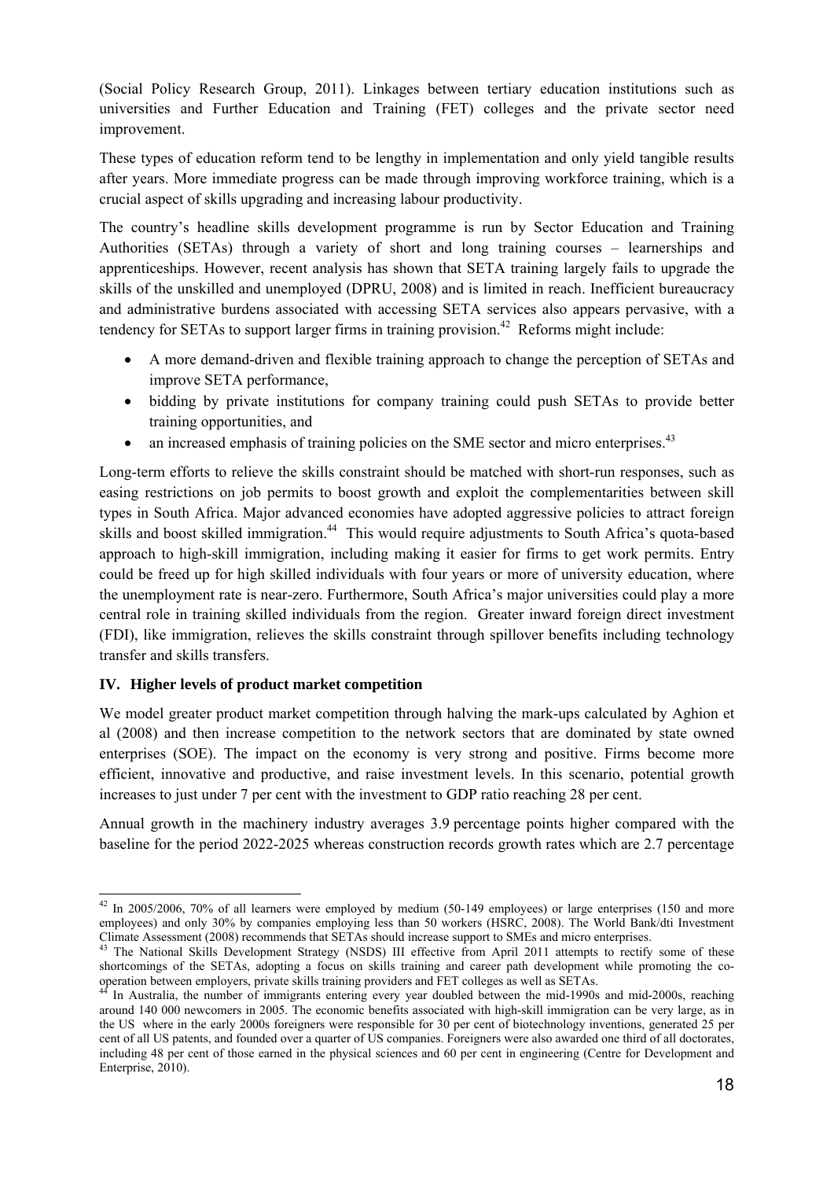(Social Policy Research Group, 2011). Linkages between tertiary education institutions such as universities and Further Education and Training (FET) colleges and the private sector need improvement.

These types of education reform tend to be lengthy in implementation and only yield tangible results after years. More immediate progress can be made through improving workforce training, which is a crucial aspect of skills upgrading and increasing labour productivity.

The country's headline skills development programme is run by Sector Education and Training Authorities (SETAs) through a variety of short and long training courses – learnerships and apprenticeships. However, recent analysis has shown that SETA training largely fails to upgrade the skills of the unskilled and unemployed (DPRU, 2008) and is limited in reach. Inefficient bureaucracy and administrative burdens associated with accessing SETA services also appears pervasive, with a tendency for SETAs to support larger firms in training provision.[42] Reforms might include:

- A more demand-driven and flexible training approach to change the perception of SETAs and improve SETA performance,
- bidding by private institutions for company training could push SETAs to provide better training opportunities, and
- an increased emphasis of training policies on the SME sector and micro enterprises.[43]

Long-term efforts to relieve the skills constraint should be matched with short-run responses, such as easing restrictions on job permits to boost growth and exploit the complementarities between skill types in South Africa. Major advanced economies have adopted aggressive policies to attract foreign skills and boost skilled immigration.[44] This would require adjustments to South Africa's quota-based approach to high-skill immigration, including making it easier for firms to get work permits. Entry could be freed up for high skilled individuals with four years or more of university education, where the unemployment rate is near-zero. Furthermore, South Africa's major universities could play a more central role in training skilled individuals from the region. Greater inward foreign direct investment (FDI), like immigration, relieves the skills constraint through spillover benefits including technology transfer and skills transfers.

### IV. Higher levels of product market competition

We model greater product market competition through halving the mark-ups calculated by Aghion et al (2008) and then increase competition to the network sectors that are dominated by state owned enterprises (SOE). The impact on the economy is very strong and positive. Firms become more efficient, innovative and productive, and raise investment levels. In this scenario, potential growth increases to just under 7 per cent with the investment to GDP ratio reaching 28 per cent.

Annual growth in the machinery industry averages 3.9 percentage points higher compared with the baseline for the period 2022-2025 whereas construction records growth rates which are 2.7 percentage

---

[42] In 2005/2006, 70% of all learners were employed by medium (50-149 employees) or large enterprises (150 and more employees) and only 30% by companies employing less than 50 workers (HSRC, 2008). The World Bank/dti Investment Climate Assessment (2008) recommends that SETAs should increase support to SMEs and micro enterprises.

[43] The National Skills Development Strategy (NSDS) III effective from April 2011 attempts to rectify some of these shortcomings of the SETAs, adopting a focus on skills training and career path development while promoting the co-operation between employers, private skills training providers and FET colleges as well as SETAs.

[44] In Australia, the number of immigrants entering every year doubled between the mid-1990s and mid-2000s, reaching around 140 000 newcomers in 2005. The economic benefits associated with high-skill immigration can be very large, as in the US where in the early 2000s foreigners were responsible for 30 per cent of biotechnology inventions, generated 25 per cent of all US patents, and founded over a quarter of US companies. Foreigners were also awarded one third of all doctorates, including 48 per cent of those earned in the physical sciences and 60 per cent in engineering (Centre for Development and Enterprise, 2010).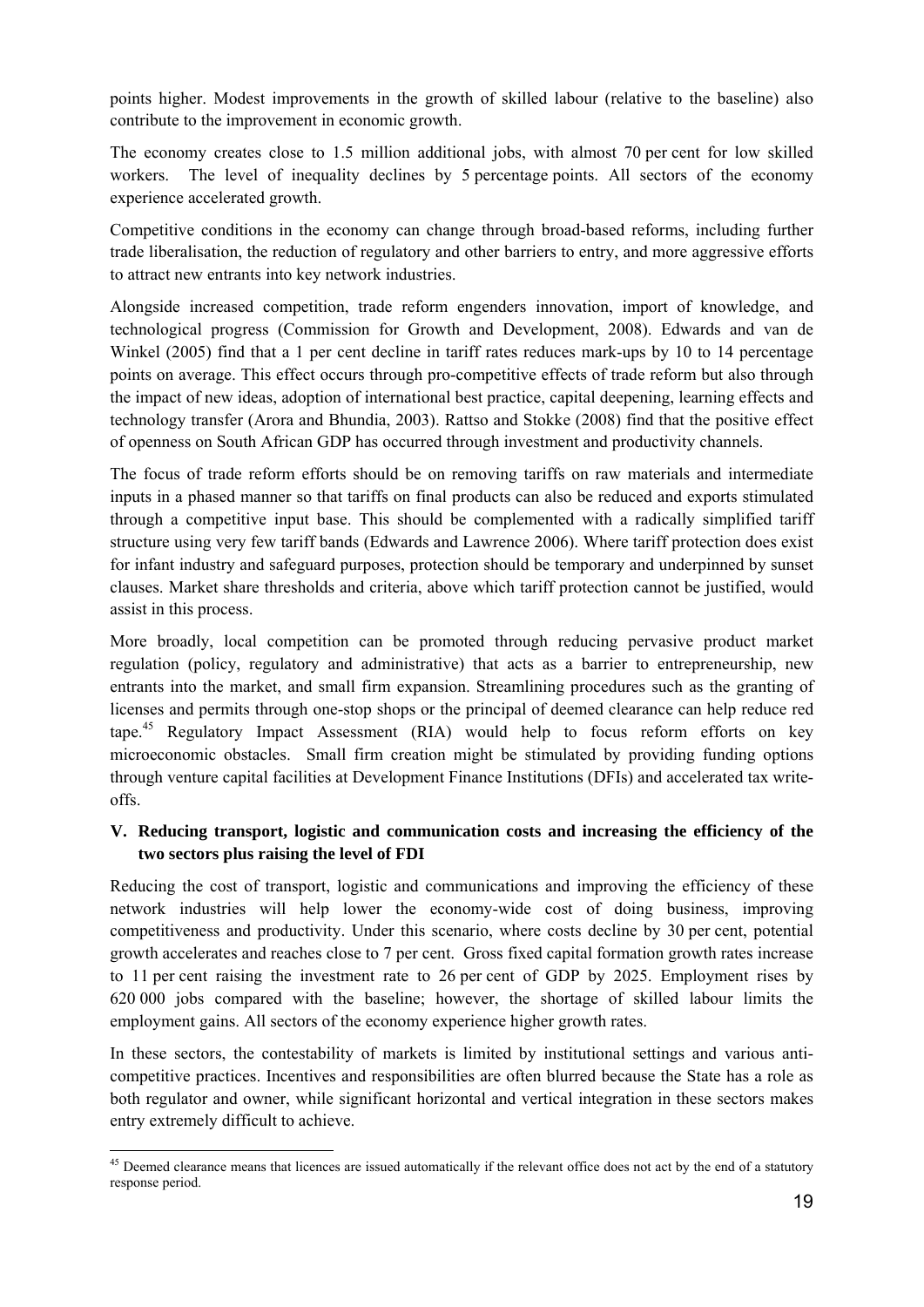points higher. Modest improvements in the growth of skilled labour (relative to the baseline) also contribute to the improvement in economic growth.

The economy creates close to 1.5 million additional jobs, with almost 70 per cent for low skilled workers. The level of inequality declines by 5 percentage points. All sectors of the economy experience accelerated growth.

Competitive conditions in the economy can change through broad-based reforms, including further trade liberalisation, the reduction of regulatory and other barriers to entry, and more aggressive efforts to attract new entrants into key network industries.

Alongside increased competition, trade reform engenders innovation, import of knowledge, and technological progress (Commission for Growth and Development, 2008). Edwards and van de Winkel (2005) find that a 1 per cent decline in tariff rates reduces mark-ups by 10 to 14 percentage points on average. This effect occurs through pro-competitive effects of trade reform but also through the impact of new ideas, adoption of international best practice, capital deepening, learning effects and technology transfer (Arora and Bhundia, 2003). Rattso and Stokke (2008) find that the positive effect of openness on South African GDP has occurred through investment and productivity channels.

The focus of trade reform efforts should be on removing tariffs on raw materials and intermediate inputs in a phased manner so that tariffs on final products can also be reduced and exports stimulated through a competitive input base. This should be complemented with a radically simplified tariff structure using very few tariff bands (Edwards and Lawrence 2006). Where tariff protection does exist for infant industry and safeguard purposes, protection should be temporary and underpinned by sunset clauses. Market share thresholds and criteria, above which tariff protection cannot be justified, would assist in this process.

More broadly, local competition can be promoted through reducing pervasive product market regulation (policy, regulatory and administrative) that acts as a barrier to entrepreneurship, new entrants into the market, and small firm expansion. Streamlining procedures such as the granting of licenses and permits through one-stop shops or the principal of deemed clearance can help reduce red tape.[45] Regulatory Impact Assessment (RIA) would help to focus reform efforts on key microeconomic obstacles. Small firm creation might be stimulated by providing funding options through venture capital facilities at Development Finance Institutions (DFIs) and accelerated tax write-offs.

### V. Reducing transport, logistic and communication costs and increasing the efficiency of the two sectors plus raising the level of FDI

Reducing the cost of transport, logistic and communications and improving the efficiency of these network industries will help lower the economy-wide cost of doing business, improving competitiveness and productivity. Under this scenario, where costs decline by 30 per cent, potential growth accelerates and reaches close to 7 per cent. Gross fixed capital formation growth rates increase to 11 per cent raising the investment rate to 26 per cent of GDP by 2025. Employment rises by 620 000 jobs compared with the baseline; however, the shortage of skilled labour limits the employment gains. All sectors of the economy experience higher growth rates.

In these sectors, the contestability of markets is limited by institutional settings and various anti-competitive practices. Incentives and responsibilities are often blurred because the State has a role as both regulator and owner, while significant horizontal and vertical integration in these sectors makes entry extremely difficult to achieve.

---

[45] Deemed clearance means that licences are issued automatically if the relevant office does not act by the end of a statutory response period.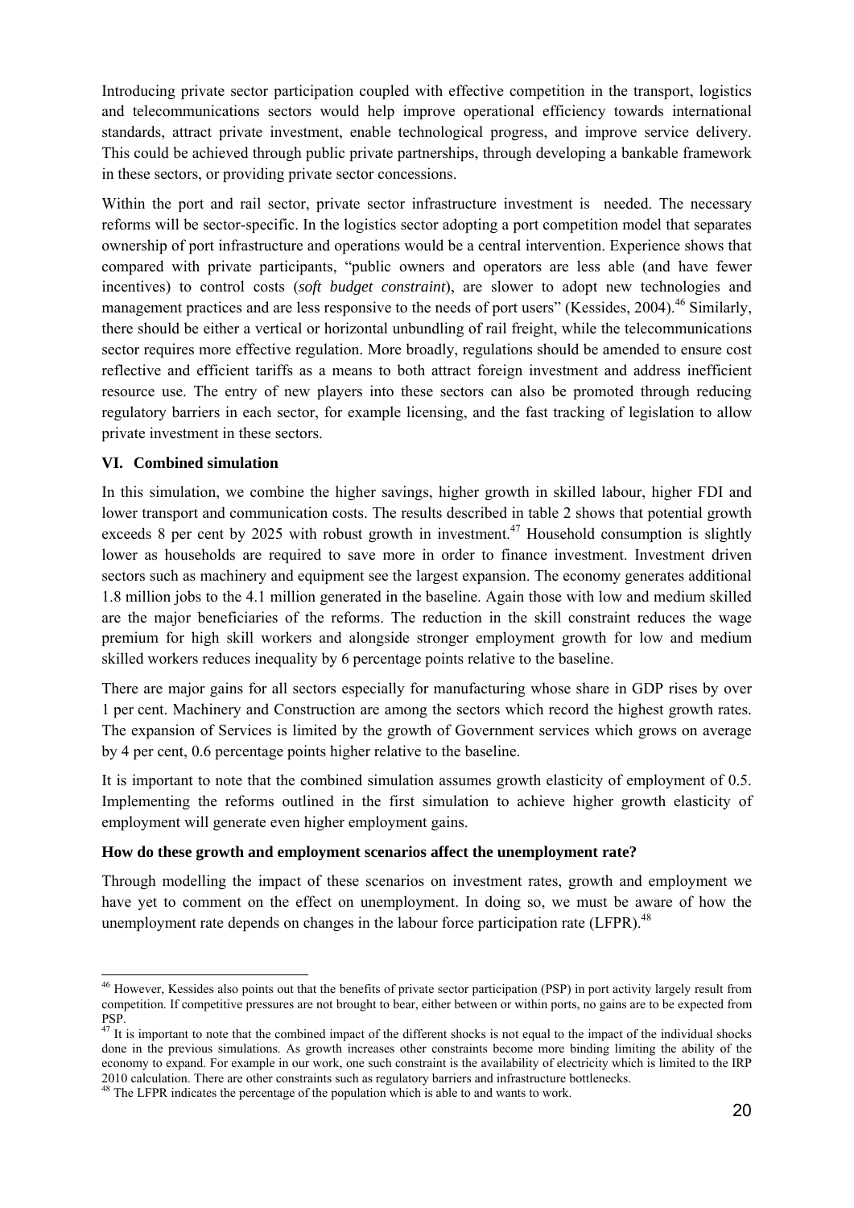Introducing private sector participation coupled with effective competition in the transport, logistics and telecommunications sectors would help improve operational efficiency towards international standards, attract private investment, enable technological progress, and improve service delivery. This could be achieved through public private partnerships, through developing a bankable framework in these sectors, or providing private sector concessions.

Within the port and rail sector, private sector infrastructure investment is needed. The necessary reforms will be sector-specific. In the logistics sector adopting a port competition model that separates ownership of port infrastructure and operations would be a central intervention. Experience shows that compared with private participants, "public owners and operators are less able (and have fewer incentives) to control costs (*soft budget constraint*), are slower to adopt new technologies and management practices and are less responsive to the needs of port users" (Kessides, 2004).[46] Similarly, there should be either a vertical or horizontal unbundling of rail freight, while the telecommunications sector requires more effective regulation. More broadly, regulations should be amended to ensure cost reflective and efficient tariffs as a means to both attract foreign investment and address inefficient resource use. The entry of new players into these sectors can also be promoted through reducing regulatory barriers in each sector, for example licensing, and the fast tracking of legislation to allow private investment in these sectors.

### VI. Combined simulation

In this simulation, we combine the higher savings, higher growth in skilled labour, higher FDI and lower transport and communication costs. The results described in table 2 shows that potential growth exceeds 8 per cent by 2025 with robust growth in investment.[47] Household consumption is slightly lower as households are required to save more in order to finance investment. Investment driven sectors such as machinery and equipment see the largest expansion. The economy generates additional 1.8 million jobs to the 4.1 million generated in the baseline. Again those with low and medium skilled are the major beneficiaries of the reforms. The reduction in the skill constraint reduces the wage premium for high skill workers and alongside stronger employment growth for low and medium skilled workers reduces inequality by 6 percentage points relative to the baseline.

There are major gains for all sectors especially for manufacturing whose share in GDP rises by over 1 per cent. Machinery and Construction are among the sectors which record the highest growth rates. The expansion of Services is limited by the growth of Government services which grows on average by 4 per cent, 0.6 percentage points higher relative to the baseline.

It is important to note that the combined simulation assumes growth elasticity of employment of 0.5. Implementing the reforms outlined in the first simulation to achieve higher growth elasticity of employment will generate even higher employment gains.

**How do these growth and employment scenarios affect the unemployment rate?**

Through modelling the impact of these scenarios on investment rates, growth and employment we have yet to comment on the effect on unemployment. In doing so, we must be aware of how the unemployment rate depends on changes in the labour force participation rate (LFPR).[48]

---

[46] However, Kessides also points out that the benefits of private sector participation (PSP) in port activity largely result from competition. If competitive pressures are not brought to bear, either between or within ports, no gains are to be expected from PSP.

[47] It is important to note that the combined impact of the different shocks is not equal to the impact of the individual shocks done in the previous simulations. As growth increases other constraints become more binding limiting the ability of the economy to expand. For example in our work, one such constraint is the availability of electricity which is limited to the IRP 2010 calculation. There are other constraints such as regulatory barriers and infrastructure bottlenecks.

[48] The LFPR indicates the percentage of the population which is able to and wants to work.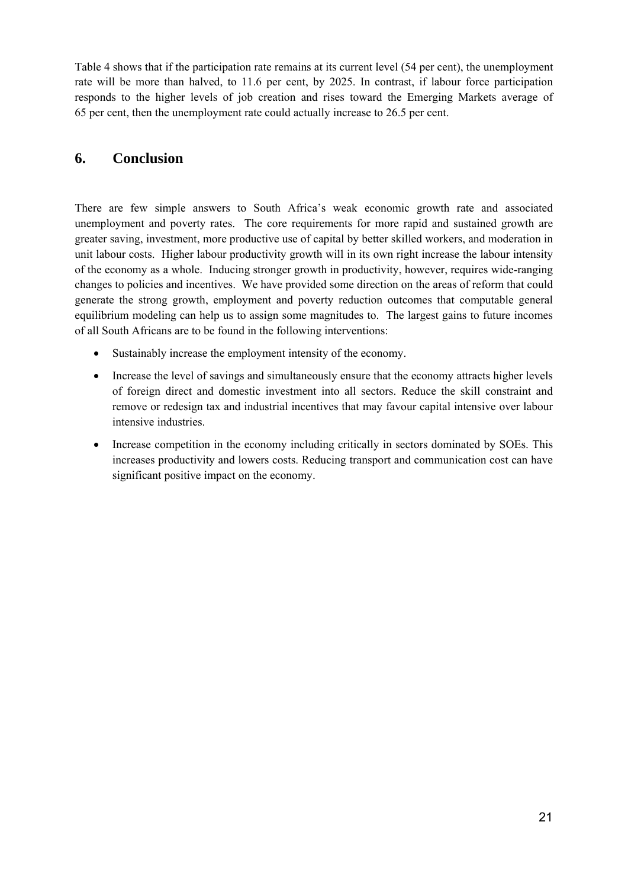Table 4 shows that if the participation rate remains at its current level (54 per cent), the unemployment rate will be more than halved, to 11.6 per cent, by 2025. In contrast, if labour force participation responds to the higher levels of job creation and rises toward the Emerging Markets average of 65 per cent, then the unemployment rate could actually increase to 26.5 per cent.

## 6. Conclusion

There are few simple answers to South Africa's weak economic growth rate and associated unemployment and poverty rates. The core requirements for more rapid and sustained growth are greater saving, investment, more productive use of capital by better skilled workers, and moderation in unit labour costs. Higher labour productivity growth will in its own right increase the labour intensity of the economy as a whole. Inducing stronger growth in productivity, however, requires wide-ranging changes to policies and incentives. We have provided some direction on the areas of reform that could generate the strong growth, employment and poverty reduction outcomes that computable general equilibrium modeling can help us to assign some magnitudes to. The largest gains to future incomes of all South Africans are to be found in the following interventions:

- Sustainably increase the employment intensity of the economy.
- Increase the level of savings and simultaneously ensure that the economy attracts higher levels of foreign direct and domestic investment into all sectors. Reduce the skill constraint and remove or redesign tax and industrial incentives that may favour capital intensive over labour intensive industries.
- Increase competition in the economy including critically in sectors dominated by SOEs. This increases productivity and lowers costs. Reducing transport and communication cost can have significant positive impact on the economy.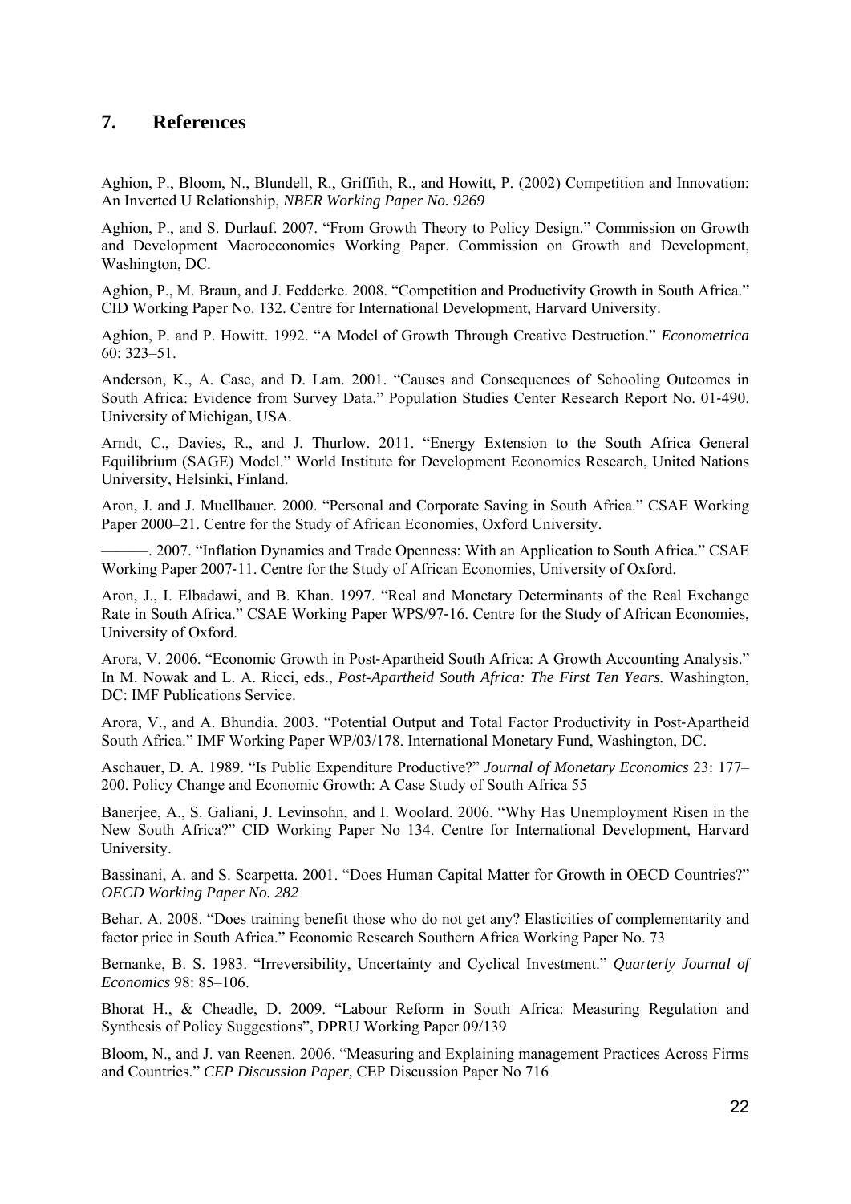## 7. References

Aghion, P., Bloom, N., Blundell, R., Griffith, R., and Howitt, P. (2002) Competition and Innovation: An Inverted U Relationship, *NBER Working Paper No. 9269*

Aghion, P., and S. Durlauf. 2007. "From Growth Theory to Policy Design." Commission on Growth and Development Macroeconomics Working Paper. Commission on Growth and Development, Washington, DC.

Aghion, P., M. Braun, and J. Fedderke. 2008. "Competition and Productivity Growth in South Africa." CID Working Paper No. 132. Centre for International Development, Harvard University.

Aghion, P. and P. Howitt. 1992. "A Model of Growth Through Creative Destruction." *Econometrica* 60: 323–51.

Anderson, K., A. Case, and D. Lam. 2001. "Causes and Consequences of Schooling Outcomes in South Africa: Evidence from Survey Data." Population Studies Center Research Report No. 01-490. University of Michigan, USA.

Arndt, C., Davies, R., and J. Thurlow. 2011. "Energy Extension to the South Africa General Equilibrium (SAGE) Model." World Institute for Development Economics Research, United Nations University, Helsinki, Finland.

Aron, J. and J. Muellbauer. 2000. "Personal and Corporate Saving in South Africa." CSAE Working Paper 2000–21. Centre for the Study of African Economies, Oxford University.

———. 2007. "Inflation Dynamics and Trade Openness: With an Application to South Africa." CSAE Working Paper 2007-11. Centre for the Study of African Economies, University of Oxford.

Aron, J., I. Elbadawi, and B. Khan. 1997. "Real and Monetary Determinants of the Real Exchange Rate in South Africa." CSAE Working Paper WPS/97-16. Centre for the Study of African Economies, University of Oxford.

Arora, V. 2006. "Economic Growth in Post-Apartheid South Africa: A Growth Accounting Analysis." In M. Nowak and L. A. Ricci, eds., *Post-Apartheid South Africa: The First Ten Years.* Washington, DC: IMF Publications Service.

Arora, V., and A. Bhundia. 2003. "Potential Output and Total Factor Productivity in Post-Apartheid South Africa." IMF Working Paper WP/03/178. International Monetary Fund, Washington, DC.

Aschauer, D. A. 1989. "Is Public Expenditure Productive?" *Journal of Monetary Economics* 23: 177–200. Policy Change and Economic Growth: A Case Study of South Africa 55

Banerjee, A., S. Galiani, J. Levinsohn, and I. Woolard. 2006. "Why Has Unemployment Risen in the New South Africa?" CID Working Paper No 134. Centre for International Development, Harvard University.

Bassinani, A. and S. Scarpetta. 2001. "Does Human Capital Matter for Growth in OECD Countries?" *OECD Working Paper No. 282*

Behar. A. 2008. "Does training benefit those who do not get any? Elasticities of complementarity and factor price in South Africa." Economic Research Southern Africa Working Paper No. 73

Bernanke, B. S. 1983. "Irreversibility, Uncertainty and Cyclical Investment." *Quarterly Journal of Economics* 98: 85–106.

Bhorat H., & Cheadle, D. 2009. "Labour Reform in South Africa: Measuring Regulation and Synthesis of Policy Suggestions", DPRU Working Paper 09/139

Bloom, N., and J. van Reenen. 2006. "Measuring and Explaining management Practices Across Firms and Countries." *CEP Discussion Paper,* CEP Discussion Paper No 716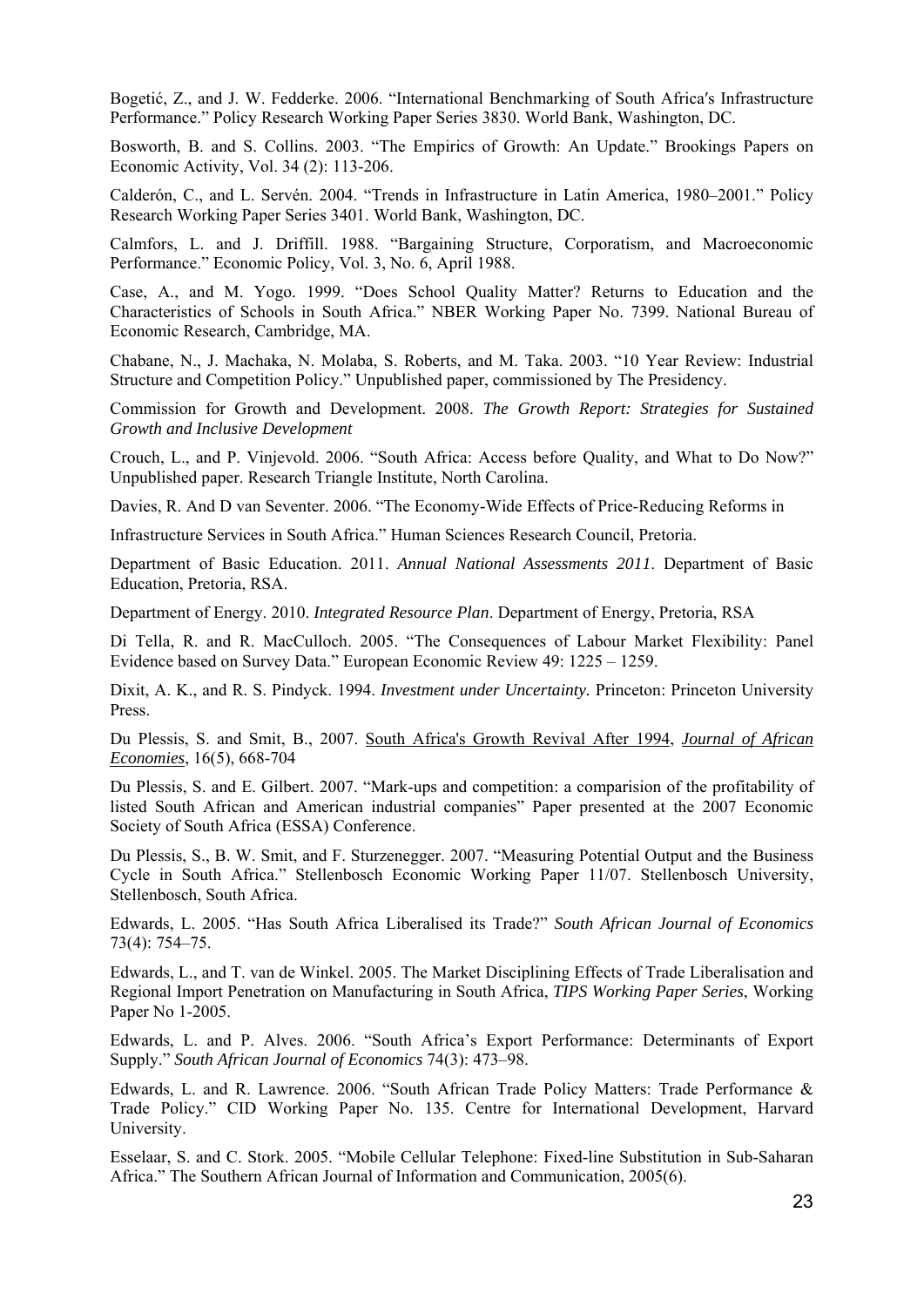Bogetić, Z., and J. W. Fedderke. 2006. "International Benchmarking of South Africa′s Infrastructure Performance." Policy Research Working Paper Series 3830. World Bank, Washington, DC.

Bosworth, B. and S. Collins. 2003. "The Empirics of Growth: An Update." Brookings Papers on Economic Activity, Vol. 34 (2): 113-206.

Calderón, C., and L. Servén. 2004. "Trends in Infrastructure in Latin America, 1980–2001." Policy Research Working Paper Series 3401. World Bank, Washington, DC.

Calmfors, L. and J. Driffill. 1988. "Bargaining Structure, Corporatism, and Macroeconomic Performance." Economic Policy, Vol. 3, No. 6, April 1988.

Case, A., and M. Yogo. 1999. "Does School Quality Matter? Returns to Education and the Characteristics of Schools in South Africa." NBER Working Paper No. 7399. National Bureau of Economic Research, Cambridge, MA.

Chabane, N., J. Machaka, N. Molaba, S. Roberts, and M. Taka. 2003. "10 Year Review: Industrial Structure and Competition Policy." Unpublished paper, commissioned by The Presidency.

Commission for Growth and Development. 2008. *The Growth Report: Strategies for Sustained Growth and Inclusive Development*

Crouch, L., and P. Vinjevold. 2006. "South Africa: Access before Quality, and What to Do Now?" Unpublished paper. Research Triangle Institute, North Carolina.

Davies, R. And D van Seventer. 2006. "The Economy-Wide Effects of Price-Reducing Reforms in

Infrastructure Services in South Africa." Human Sciences Research Council, Pretoria.

Department of Basic Education. 2011. *Annual National Assessments 2011*. Department of Basic Education, Pretoria, RSA.

Department of Energy. 2010. *Integrated Resource Plan*. Department of Energy, Pretoria, RSA

Di Tella, R. and R. MacCulloch. 2005. "The Consequences of Labour Market Flexibility: Panel Evidence based on Survey Data." European Economic Review 49: 1225 – 1259.

Dixit, A. K., and R. S. Pindyck. 1994. *Investment under Uncertainty.* Princeton: Princeton University Press.

Du Plessis, S. and Smit, B., 2007. South Africa's Growth Revival After 1994, *Journal of African Economies*, 16(5), 668-704

Du Plessis, S. and E. Gilbert. 2007. "Mark-ups and competition: a comparision of the profitability of listed South African and American industrial companies" Paper presented at the 2007 Economic Society of South Africa (ESSA) Conference.

Du Plessis, S., B. W. Smit, and F. Sturzenegger. 2007. "Measuring Potential Output and the Business Cycle in South Africa." Stellenbosch Economic Working Paper 11/07. Stellenbosch University, Stellenbosch, South Africa.

Edwards, L. 2005. "Has South Africa Liberalised its Trade?" *South African Journal of Economics* 73(4): 754–75.

Edwards, L., and T. van de Winkel. 2005. The Market Disciplining Effects of Trade Liberalisation and Regional Import Penetration on Manufacturing in South Africa, *TIPS Working Paper Series*, Working Paper No 1-2005.

Edwards, L. and P. Alves. 2006. "South Africa's Export Performance: Determinants of Export Supply." *South African Journal of Economics* 74(3): 473–98.

Edwards, L. and R. Lawrence. 2006. "South African Trade Policy Matters: Trade Performance & Trade Policy." CID Working Paper No. 135. Centre for International Development, Harvard University.

Esselaar, S. and C. Stork. 2005. "Mobile Cellular Telephone: Fixed-line Substitution in Sub-Saharan Africa." The Southern African Journal of Information and Communication, 2005(6).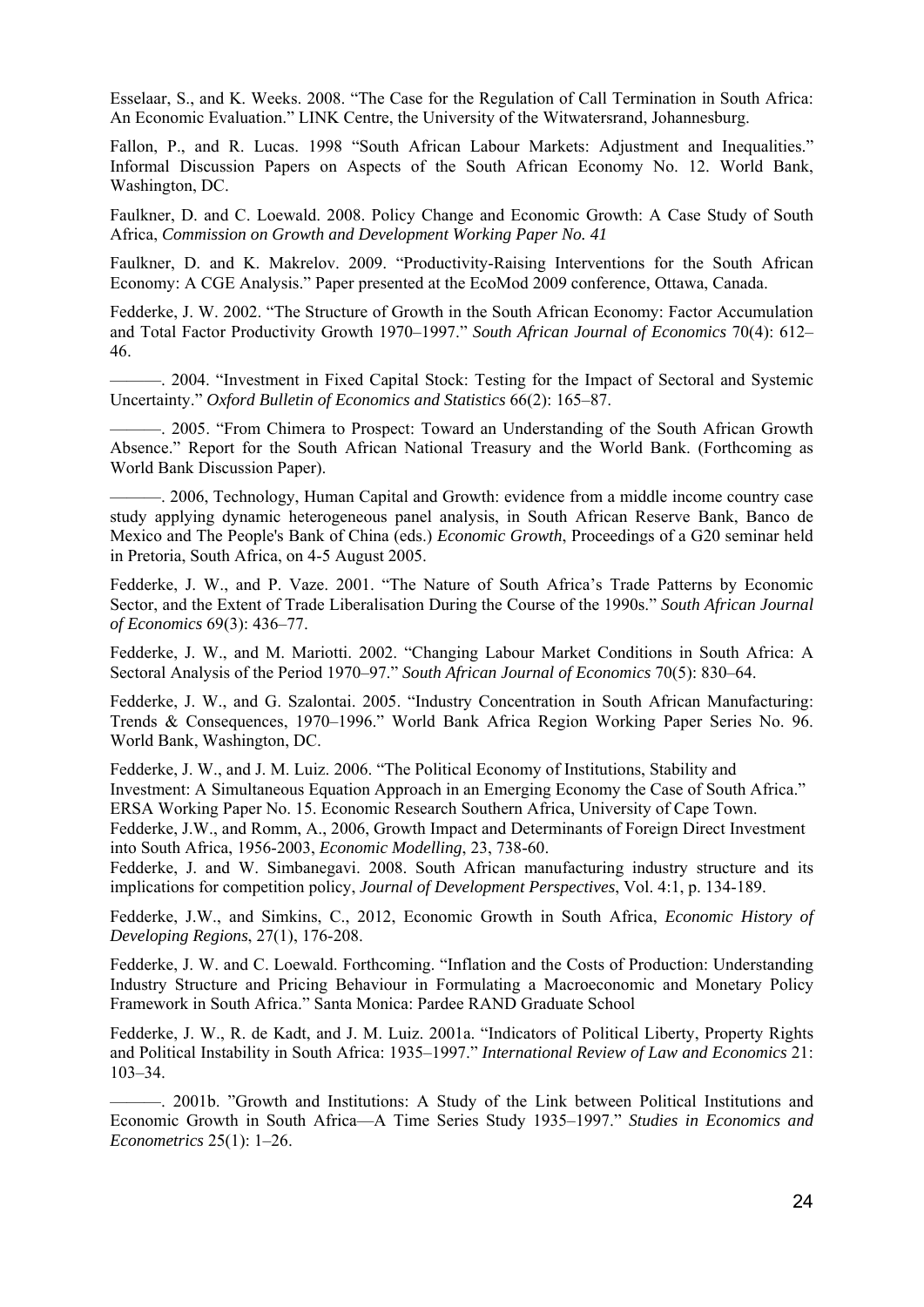Esselaar, S., and K. Weeks. 2008. "The Case for the Regulation of Call Termination in South Africa: An Economic Evaluation." LINK Centre, the University of the Witwatersrand, Johannesburg.

Fallon, P., and R. Lucas. 1998 "South African Labour Markets: Adjustment and Inequalities." Informal Discussion Papers on Aspects of the South African Economy No. 12. World Bank, Washington, DC.

Faulkner, D. and C. Loewald. 2008. Policy Change and Economic Growth: A Case Study of South Africa, *Commission on Growth and Development Working Paper No. 41*

Faulkner, D. and K. Makrelov. 2009. "Productivity-Raising Interventions for the South African Economy: A CGE Analysis." Paper presented at the EcoMod 2009 conference, Ottawa, Canada.

Fedderke, J. W. 2002. "The Structure of Growth in the South African Economy: Factor Accumulation and Total Factor Productivity Growth 1970–1997." *South African Journal of Economics* 70(4): 612–46.

———. 2004. "Investment in Fixed Capital Stock: Testing for the Impact of Sectoral and Systemic Uncertainty." *Oxford Bulletin of Economics and Statistics* 66(2): 165–87.

———. 2005. "From Chimera to Prospect: Toward an Understanding of the South African Growth Absence." Report for the South African National Treasury and the World Bank. (Forthcoming as World Bank Discussion Paper).

———. 2006, Technology, Human Capital and Growth: evidence from a middle income country case study applying dynamic heterogeneous panel analysis, in South African Reserve Bank, Banco de Mexico and The People's Bank of China (eds.) *Economic Growth*, Proceedings of a G20 seminar held in Pretoria, South Africa, on 4-5 August 2005.

Fedderke, J. W., and P. Vaze. 2001. "The Nature of South Africa's Trade Patterns by Economic Sector, and the Extent of Trade Liberalisation During the Course of the 1990s." *South African Journal of Economics* 69(3): 436–77.

Fedderke, J. W., and M. Mariotti. 2002. "Changing Labour Market Conditions in South Africa: A Sectoral Analysis of the Period 1970–97." *South African Journal of Economics* 70(5): 830–64.

Fedderke, J. W., and G. Szalontai. 2005. "Industry Concentration in South African Manufacturing: Trends & Consequences, 1970–1996." World Bank Africa Region Working Paper Series No. 96. World Bank, Washington, DC.

Fedderke, J. W., and J. M. Luiz. 2006. "The Political Economy of Institutions, Stability and Investment: A Simultaneous Equation Approach in an Emerging Economy the Case of South Africa." ERSA Working Paper No. 15. Economic Research Southern Africa, University of Cape Town.

Fedderke, J.W., and Romm, A., 2006, Growth Impact and Determinants of Foreign Direct Investment into South Africa, 1956-2003, *Economic Modelling*, 23, 738-60.

Fedderke, J. and W. Simbanegavi. 2008. South African manufacturing industry structure and its implications for competition policy, *Journal of Development Perspectives*, Vol. 4:1, p. 134-189.

Fedderke, J.W., and Simkins, C., 2012, Economic Growth in South Africa, *Economic History of Developing Regions*, 27(1), 176-208.

Fedderke, J. W. and C. Loewald. Forthcoming. "Inflation and the Costs of Production: Understanding Industry Structure and Pricing Behaviour in Formulating a Macroeconomic and Monetary Policy Framework in South Africa." Santa Monica: Pardee RAND Graduate School

Fedderke, J. W., R. de Kadt, and J. M. Luiz. 2001a. "Indicators of Political Liberty, Property Rights and Political Instability in South Africa: 1935–1997." *International Review of Law and Economics* 21: 103–34.

———. 2001b. "Growth and Institutions: A Study of the Link between Political Institutions and Economic Growth in South Africa—A Time Series Study 1935–1997." *Studies in Economics and Econometrics* 25(1): 1–26.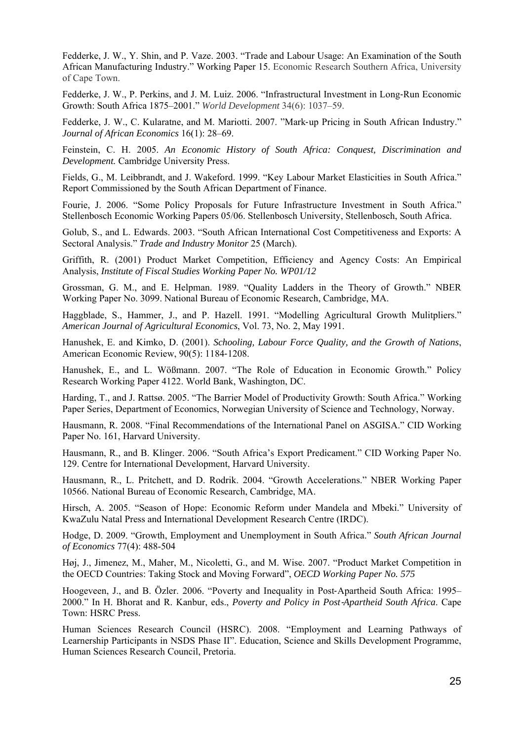Fedderke, J. W., Y. Shin, and P. Vaze. 2003. "Trade and Labour Usage: An Examination of the South African Manufacturing Industry." Working Paper 15. Economic Research Southern Africa, University of Cape Town.

Fedderke, J. W., P. Perkins, and J. M. Luiz. 2006. "Infrastructural Investment in Long-Run Economic Growth: South Africa 1875–2001." *World Development* 34(6): 1037–59.

Fedderke, J. W., C. Kularatne, and M. Mariotti. 2007. "Mark-up Pricing in South African Industry." *Journal of African Economics* 16(1): 28–69.

Feinstein, C. H. 2005. *An Economic History of South Africa: Conquest, Discrimination and Development.* Cambridge University Press.

Fields, G., M. Leibbrandt, and J. Wakeford. 1999. "Key Labour Market Elasticities in South Africa." Report Commissioned by the South African Department of Finance.

Fourie, J. 2006. "Some Policy Proposals for Future Infrastructure Investment in South Africa." Stellenbosch Economic Working Papers 05/06. Stellenbosch University, Stellenbosch, South Africa.

Golub, S., and L. Edwards. 2003. "South African International Cost Competitiveness and Exports: A Sectoral Analysis." *Trade and Industry Monitor* 25 (March).

Griffith, R. (2001) Product Market Competition, Efficiency and Agency Costs: An Empirical Analysis, *Institute of Fiscal Studies Working Paper No. WP01/12*

Grossman, G. M., and E. Helpman. 1989. "Quality Ladders in the Theory of Growth." NBER Working Paper No. 3099. National Bureau of Economic Research, Cambridge, MA.

Haggblade, S., Hammer, J., and P. Hazell. 1991. "Modelling Agricultural Growth Mulitpliers." *American Journal of Agricultural Economics*, Vol. 73, No. 2, May 1991.

Hanushek, E. and Kimko, D. (2001). *Schooling, Labour Force Quality, and the Growth of Nations*, American Economic Review, 90(5): 1184-1208.

Hanushek, E., and L. Wößmann. 2007. "The Role of Education in Economic Growth." Policy Research Working Paper 4122. World Bank, Washington, DC.

Harding, T., and J. Rattsø. 2005. "The Barrier Model of Productivity Growth: South Africa." Working Paper Series, Department of Economics, Norwegian University of Science and Technology, Norway.

Hausmann, R. 2008. "Final Recommendations of the International Panel on ASGISA." CID Working Paper No. 161, Harvard University.

Hausmann, R., and B. Klinger. 2006. "South Africa's Export Predicament." CID Working Paper No. 129. Centre for International Development, Harvard University.

Hausmann, R., L. Pritchett, and D. Rodrik. 2004. "Growth Accelerations." NBER Working Paper 10566. National Bureau of Economic Research, Cambridge, MA.

Hirsch, A. 2005. "Season of Hope: Economic Reform under Mandela and Mbeki." University of KwaZulu Natal Press and International Development Research Centre (IRDC).

Hodge, D. 2009. "Growth, Employment and Unemployment in South Africa." *South African Journal of Economics* 77(4): 488-504

Høj, J., Jimenez, M., Maher, M., Nicoletti, G., and M. Wise. 2007. "Product Market Competition in the OECD Countries: Taking Stock and Moving Forward", *OECD Working Paper No. 575*

Hoogeveen, J., and B. Özler. 2006. "Poverty and Inequality in Post-Apartheid South Africa: 1995–2000." In H. Bhorat and R. Kanbur, eds., *Poverty and Policy in Post-Apartheid South Africa*. Cape Town: HSRC Press.

Human Sciences Research Council (HSRC). 2008. "Employment and Learning Pathways of Learnership Participants in NSDS Phase II". Education, Science and Skills Development Programme, Human Sciences Research Council, Pretoria.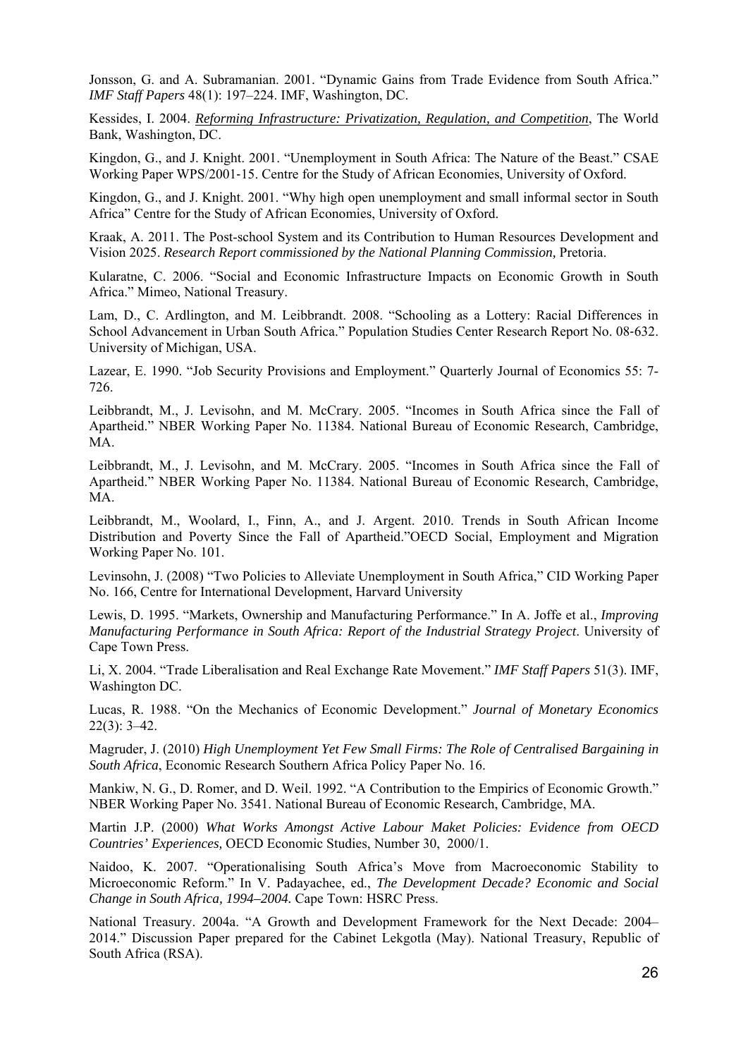Jonsson, G. and A. Subramanian. 2001. "Dynamic Gains from Trade Evidence from South Africa." *IMF Staff Papers* 48(1): 197–224. IMF, Washington, DC.

Kessides, I. 2004. *Reforming Infrastructure: Privatization, Regulation, and Competition*, The World Bank, Washington, DC.

Kingdon, G., and J. Knight. 2001. "Unemployment in South Africa: The Nature of the Beast." CSAE Working Paper WPS/2001-15. Centre for the Study of African Economies, University of Oxford.

Kingdon, G., and J. Knight. 2001. "Why high open unemployment and small informal sector in South Africa" Centre for the Study of African Economies, University of Oxford.

Kraak, A. 2011. The Post-school System and its Contribution to Human Resources Development and Vision 2025. *Research Report commissioned by the National Planning Commission,* Pretoria.

Kularatne, C. 2006. "Social and Economic Infrastructure Impacts on Economic Growth in South Africa." Mimeo, National Treasury.

Lam, D., C. Ardlington, and M. Leibbrandt. 2008. "Schooling as a Lottery: Racial Differences in School Advancement in Urban South Africa." Population Studies Center Research Report No. 08-632. University of Michigan, USA.

Lazear, E. 1990. "Job Security Provisions and Employment." Quarterly Journal of Economics 55: 7-726.

Leibbrandt, M., J. Levisohn, and M. McCrary. 2005. "Incomes in South Africa since the Fall of Apartheid." NBER Working Paper No. 11384. National Bureau of Economic Research, Cambridge, MA.

Leibbrandt, M., J. Levisohn, and M. McCrary. 2005. "Incomes in South Africa since the Fall of Apartheid." NBER Working Paper No. 11384. National Bureau of Economic Research, Cambridge, MA.

Leibbrandt, M., Woolard, I., Finn, A., and J. Argent. 2010. Trends in South African Income Distribution and Poverty Since the Fall of Apartheid."OECD Social, Employment and Migration Working Paper No. 101.

Levinsohn, J. (2008) "Two Policies to Alleviate Unemployment in South Africa," CID Working Paper No. 166, Centre for International Development, Harvard University

Lewis, D. 1995. "Markets, Ownership and Manufacturing Performance." In A. Joffe et al., *Improving Manufacturing Performance in South Africa: Report of the Industrial Strategy Project*. University of Cape Town Press.

Li, X. 2004. "Trade Liberalisation and Real Exchange Rate Movement." *IMF Staff Papers* 51(3). IMF, Washington DC.

Lucas, R. 1988. "On the Mechanics of Economic Development." *Journal of Monetary Economics* 22(3): 3–42.

Magruder, J. (2010) *High Unemployment Yet Few Small Firms: The Role of Centralised Bargaining in South Africa*, Economic Research Southern Africa Policy Paper No. 16.

Mankiw, N. G., D. Romer, and D. Weil. 1992. "A Contribution to the Empirics of Economic Growth." NBER Working Paper No. 3541. National Bureau of Economic Research, Cambridge, MA.

Martin J.P. (2000) *What Works Amongst Active Labour Maket Policies: Evidence from OECD Countries' Experiences,* OECD Economic Studies, Number 30, 2000/1.

Naidoo, K. 2007. "Operationalising South Africa's Move from Macroeconomic Stability to Microeconomic Reform." In V. Padayachee, ed., *The Development Decade? Economic and Social Change in South Africa, 1994–2004.* Cape Town: HSRC Press.

National Treasury. 2004a. "A Growth and Development Framework for the Next Decade: 2004–2014." Discussion Paper prepared for the Cabinet Lekgotla (May). National Treasury, Republic of South Africa (RSA).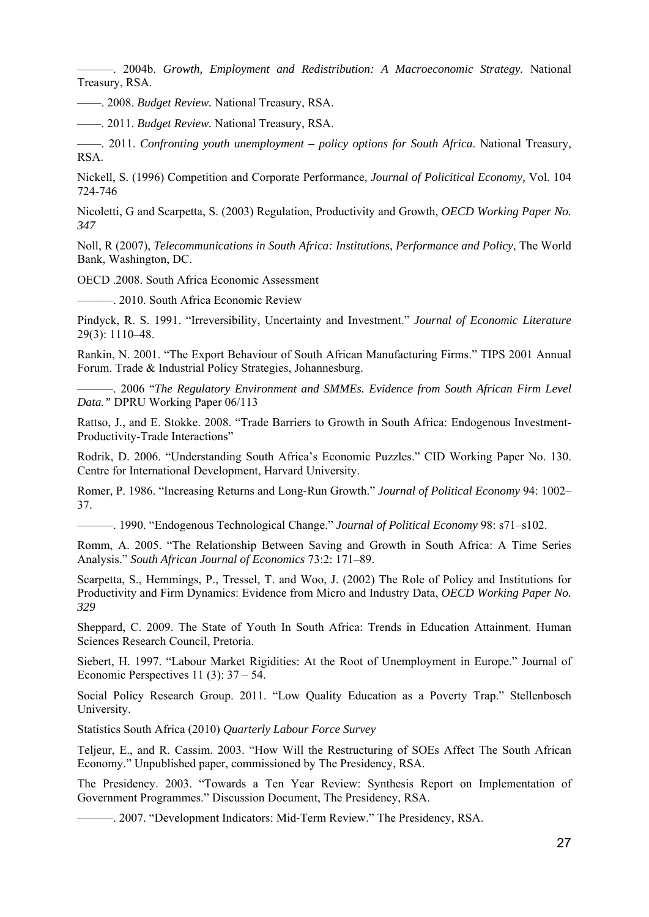———. 2004b. *Growth, Employment and Redistribution: A Macroeconomic Strategy.* National Treasury, RSA.

——. 2008. *Budget Review.* National Treasury, RSA.

——. 2011. *Budget Review.* National Treasury, RSA.

——. 2011. *Confronting youth unemployment – policy options for South Africa*. National Treasury, RSA.

Nickell, S. (1996) Competition and Corporate Performance, *Journal of Policitical Economy,* Vol. 104 724-746

Nicoletti, G and Scarpetta, S. (2003) Regulation, Productivity and Growth, *OECD Working Paper No. 347*

Noll, R (2007), *Telecommunications in South Africa: Institutions, Performance and Policy*, The World Bank, Washington, DC.

OECD .2008. South Africa Economic Assessment

———. 2010. South Africa Economic Review

Pindyck, R. S. 1991. "Irreversibility, Uncertainty and Investment." *Journal of Economic Literature* 29(3): 1110–48.

Rankin, N. 2001. "The Export Behaviour of South African Manufacturing Firms." TIPS 2001 Annual Forum. Trade & Industrial Policy Strategies, Johannesburg.

———. 2006 "*The Regulatory Environment and SMMEs. Evidence from South African Firm Level Data."* DPRU Working Paper 06/113

Rattso, J., and E. Stokke. 2008. "Trade Barriers to Growth in South Africa: Endogenous Investment-Productivity-Trade Interactions"

Rodrik, D. 2006. "Understanding South Africa's Economic Puzzles." CID Working Paper No. 130. Centre for International Development, Harvard University.

Romer, P. 1986. "Increasing Returns and Long-Run Growth." *Journal of Political Economy* 94: 1002–37.

———. 1990. "Endogenous Technological Change." *Journal of Political Economy* 98: s71–s102.

Romm, A. 2005. "The Relationship Between Saving and Growth in South Africa: A Time Series Analysis." *South African Journal of Economics* 73:2: 171–89.

Scarpetta, S., Hemmings, P., Tressel, T. and Woo, J. (2002) The Role of Policy and Institutions for Productivity and Firm Dynamics: Evidence from Micro and Industry Data, *OECD Working Paper No. 329*

Sheppard, C. 2009. The State of Youth In South Africa: Trends in Education Attainment. Human Sciences Research Council, Pretoria.

Siebert, H. 1997. "Labour Market Rigidities: At the Root of Unemployment in Europe." Journal of Economic Perspectives 11 (3): 37 – 54.

Social Policy Research Group. 2011. "Low Quality Education as a Poverty Trap." Stellenbosch University.

Statistics South Africa (2010) *Quarterly Labour Force Survey*

Teljeur, E., and R. Cassim. 2003. "How Will the Restructuring of SOEs Affect The South African Economy." Unpublished paper, commissioned by The Presidency, RSA.

The Presidency. 2003. "Towards a Ten Year Review: Synthesis Report on Implementation of Government Programmes." Discussion Document, The Presidency, RSA.

———. 2007. "Development Indicators: Mid-Term Review." The Presidency, RSA.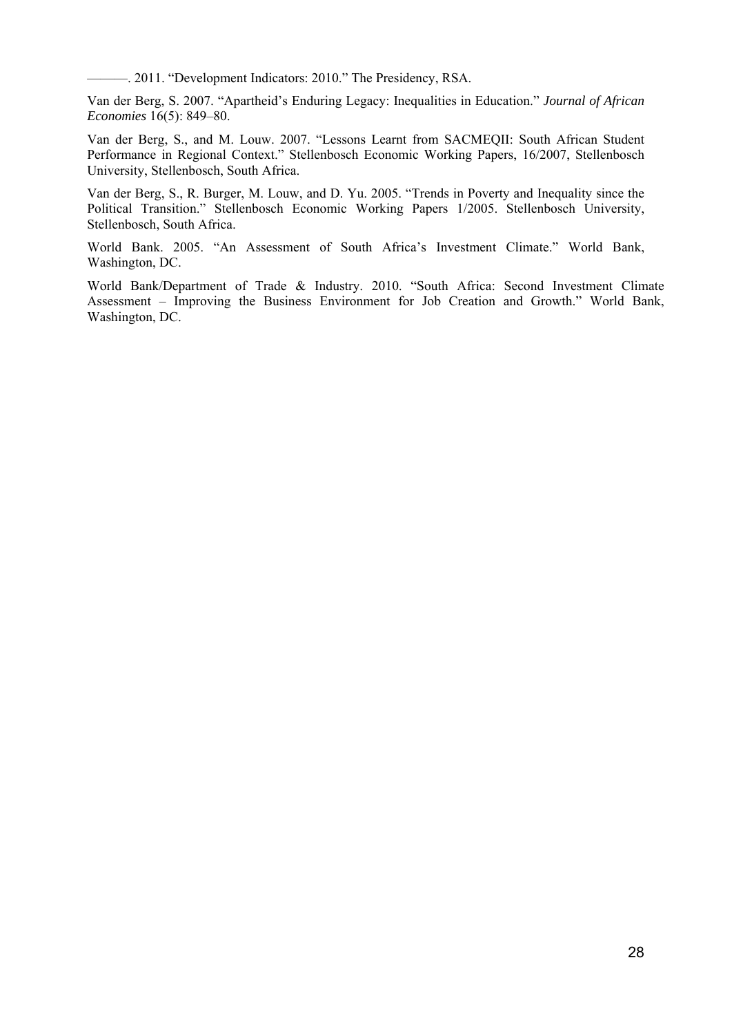———. 2011. “Development Indicators: 2010.” The Presidency, RSA.

Van der Berg, S. 2007. “Apartheid’s Enduring Legacy: Inequalities in Education.” *Journal of African Economies* 16(5): 849–80.

Van der Berg, S., and M. Louw. 2007. “Lessons Learnt from SACMEQII: South African Student Performance in Regional Context.” Stellenbosch Economic Working Papers, 16/2007, Stellenbosch University, Stellenbosch, South Africa.

Van der Berg, S., R. Burger, M. Louw, and D. Yu. 2005. “Trends in Poverty and Inequality since the Political Transition.” Stellenbosch Economic Working Papers 1/2005. Stellenbosch University, Stellenbosch, South Africa.

World Bank. 2005. “An Assessment of South Africa’s Investment Climate.” World Bank, Washington, DC.

World Bank/Department of Trade & Industry. 2010. “South Africa: Second Investment Climate Assessment – Improving the Business Environment for Job Creation and Growth.” World Bank, Washington, DC.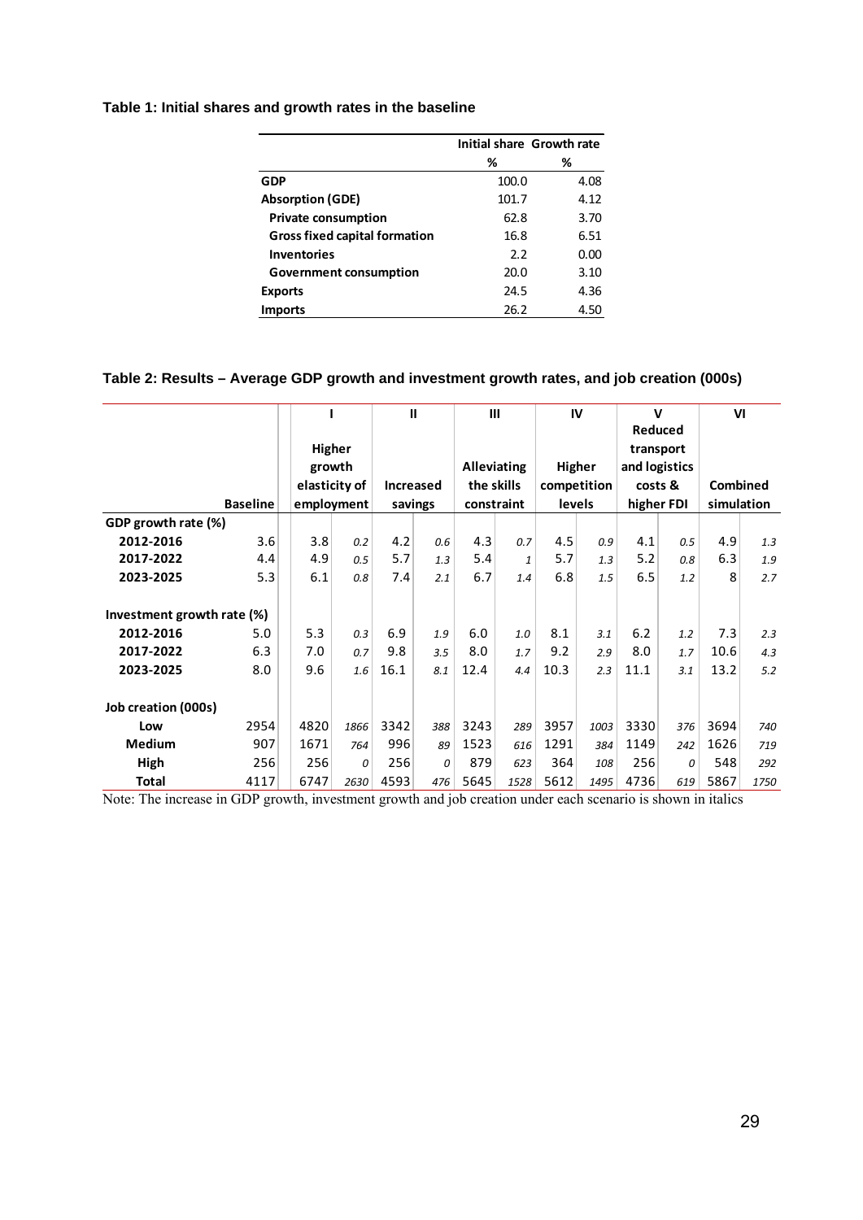**Table 1: Initial shares and growth rates in the baseline**

| | Initial share | Growth rate |
|---|---|---|
| | % | % |
| **GDP** | 100.0 | 4.08 |
| **Absorption (GDE)** | 101.7 | 4.12 |
| **Private consumption** | 62.8 | 3.70 |
| **Gross fixed capital formation** | 16.8 | 6.51 |
| **Inventories** | 2.2 | 0.00 |
| **Government consumption** | 20.0 | 3.10 |
| **Exports** | 24.5 | 4.36 |
| **Imports** | 26.2 | 4.50 |

**Table 2: Results – Average GDP growth and investment growth rates, and job creation (000s)**

| | | I | | II | | III | | IV | | V | | VI | |
|---|---|---|---|---|---|---|---|---|---|---|---|---|---|
| | **Baseline** | **Higher growth elasticity of employment** | | **Increased savings** | | **Alleviating the skills constraint** | | **Higher competition levels** | | **Reduced transport and logistics costs & higher FDI** | | **Combined simulation** | |
| **GDP growth rate (%)** | | | | | | | | | | | | | |
| **2012-2016** | 3.6 | 3.8 | *0.2* | 4.2 | *0.6* | 4.3 | *0.7* | 4.5 | *0.9* | 4.1 | *0.5* | 4.9 | *1.3* |
| **2017-2022** | 4.4 | 4.9 | *0.5* | 5.7 | *1.3* | 5.4 | *1* | 5.7 | *1.3* | 5.2 | *0.8* | 6.3 | *1.9* |
| **2023-2025** | 5.3 | 6.1 | *0.8* | 7.4 | *2.1* | 6.7 | *1.4* | 6.8 | *1.5* | 6.5 | *1.2* | 8 | *2.7* |
| **Investment growth rate (%)** | | | | | | | | | | | | | |
| **2012-2016** | 5.0 | 5.3 | *0.3* | 6.9 | *1.9* | 6.0 | *1.0* | 8.1 | *3.1* | 6.2 | *1.2* | 7.3 | *2.3* |
| **2017-2022** | 6.3 | 7.0 | *0.7* | 9.8 | *3.5* | 8.0 | *1.7* | 9.2 | *2.9* | 8.0 | *1.7* | 10.6 | *4.3* |
| **2023-2025** | 8.0 | 9.6 | *1.6* | 16.1 | *8.1* | 12.4 | *4.4* | 10.3 | *2.3* | 11.1 | *3.1* | 13.2 | *5.2* |
| **Job creation (000s)** | | | | | | | | | | | | | |
| **Low** | 2954 | 4820 | *1866* | 3342 | *388* | 3243 | *289* | 3957 | *1003* | 3330 | *376* | 3694 | *740* |
| **Medium** | 907 | 1671 | *764* | 996 | *89* | 1523 | *616* | 1291 | *384* | 1149 | *242* | 1626 | *719* |
| **High** | 256 | 256 | *0* | 256 | *0* | 879 | *623* | 364 | *108* | 256 | *0* | 548 | *292* |
| **Total** | 4117 | 6747 | *2630* | 4593 | *476* | 5645 | *1528* | 5612 | *1495* | 4736 | *619* | 5867 | *1750* |

Note: The increase in GDP growth, investment growth and job creation under each scenario is shown in italics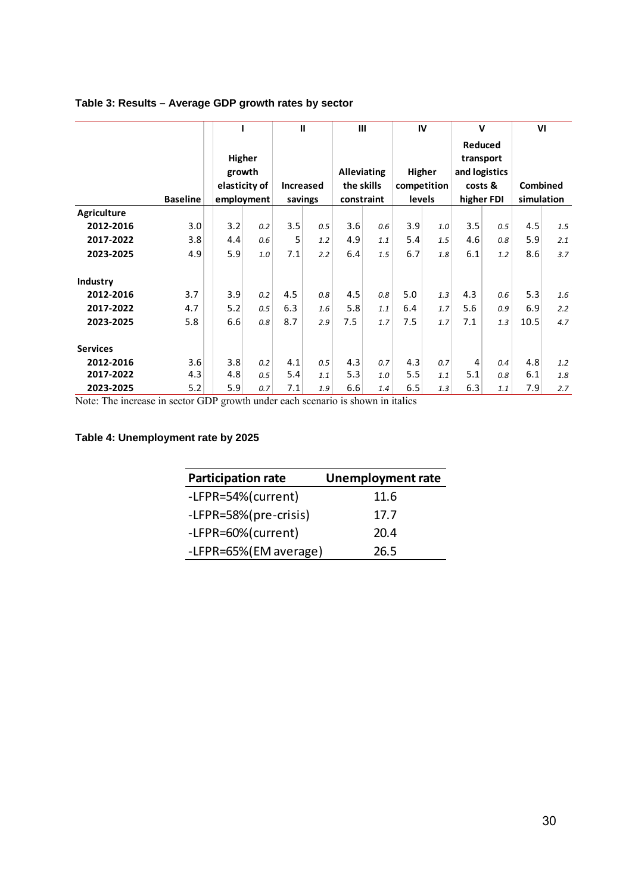**Table 3: Results – Average GDP growth rates by sector**

| | Baseline | I | | II | | III | | IV | | V | | VI | |
|---|---|---|---|---|---|---|---|---|---|---|---|---|---|
| | | Higher growth elasticity of employment | | Increased savings | | Alleviating the skills constraint | | Higher competition levels | | Reduced transport and logistics costs & higher FDI | | Combined simulation | |
| **Agriculture** | | | | | | | | | | | | | |
| **2012-2016** | 3.0 | 3.2 | *0.2* | 3.5 | *0.5* | 3.6 | *0.6* | 3.9 | *1.0* | 3.5 | *0.5* | 4.5 | *1.5* |
| **2017-2022** | 3.8 | 4.4 | *0.6* | 5 | *1.2* | 4.9 | *1.1* | 5.4 | *1.5* | 4.6 | *0.8* | 5.9 | *2.1* |
| **2023-2025** | 4.9 | 5.9 | *1.0* | 7.1 | *2.2* | 6.4 | *1.5* | 6.7 | *1.8* | 6.1 | *1.2* | 8.6 | *3.7* |
| **Industry** | | | | | | | | | | | | | |
| **2012-2016** | 3.7 | 3.9 | *0.2* | 4.5 | *0.8* | 4.5 | *0.8* | 5.0 | *1.3* | 4.3 | *0.6* | 5.3 | *1.6* |
| **2017-2022** | 4.7 | 5.2 | *0.5* | 6.3 | *1.6* | 5.8 | *1.1* | 6.4 | *1.7* | 5.6 | *0.9* | 6.9 | *2.2* |
| **2023-2025** | 5.8 | 6.6 | *0.8* | 8.7 | *2.9* | 7.5 | *1.7* | 7.5 | *1.7* | 7.1 | *1.3* | 10.5 | *4.7* |
| **Services** | | | | | | | | | | | | | |
| **2012-2016** | 3.6 | 3.8 | *0.2* | 4.1 | *0.5* | 4.3 | *0.7* | 4.3 | *0.7* | 4 | *0.4* | 4.8 | *1.2* |
| **2017-2022** | 4.3 | 4.8 | *0.5* | 5.4 | *1.1* | 5.3 | *1.0* | 5.5 | *1.1* | 5.1 | *0.8* | 6.1 | *1.8* |
| **2023-2025** | 5.2 | 5.9 | *0.7* | 7.1 | *1.9* | 6.6 | *1.4* | 6.5 | *1.3* | 6.3 | *1.1* | 7.9 | *2.7* |

Note: The increase in sector GDP growth under each scenario is shown in italics

**Table 4: Unemployment rate by 2025**

| Participation rate | Unemployment rate |
|---|---|
| -LFPR=54%(current) | 11.6 |
| -LFPR=58%(pre-crisis) | 17.7 |
| -LFPR=60%(current) | 20.4 |
| -LFPR=65%(EM average) | 26.5 |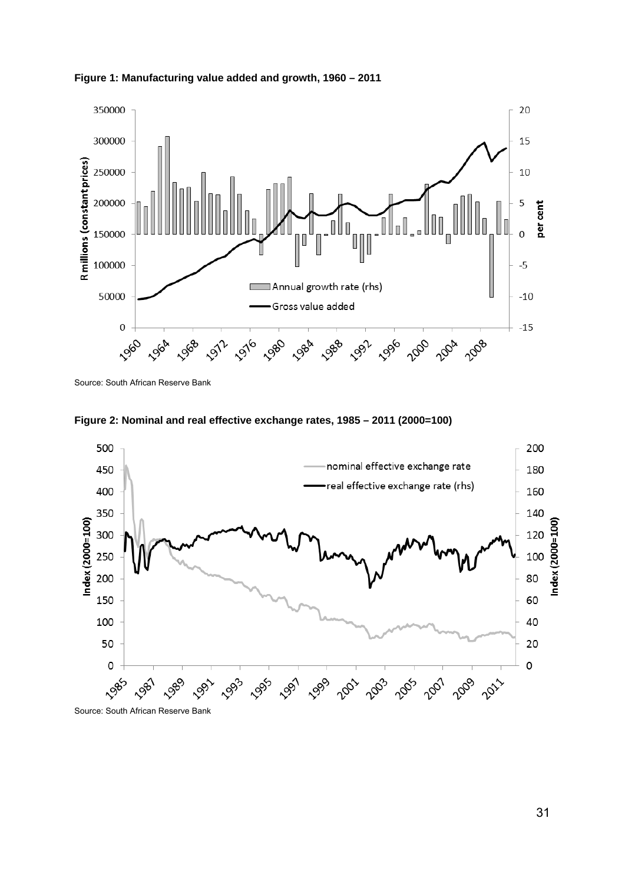**Figure 1: Manufacturing value added and growth, 1960 – 2011**

Source: South African Reserve Bank

**Figure 2: Nominal and real effective exchange rates, 1985 – 2011 (2000=100)**

Source: South African Reserve Bank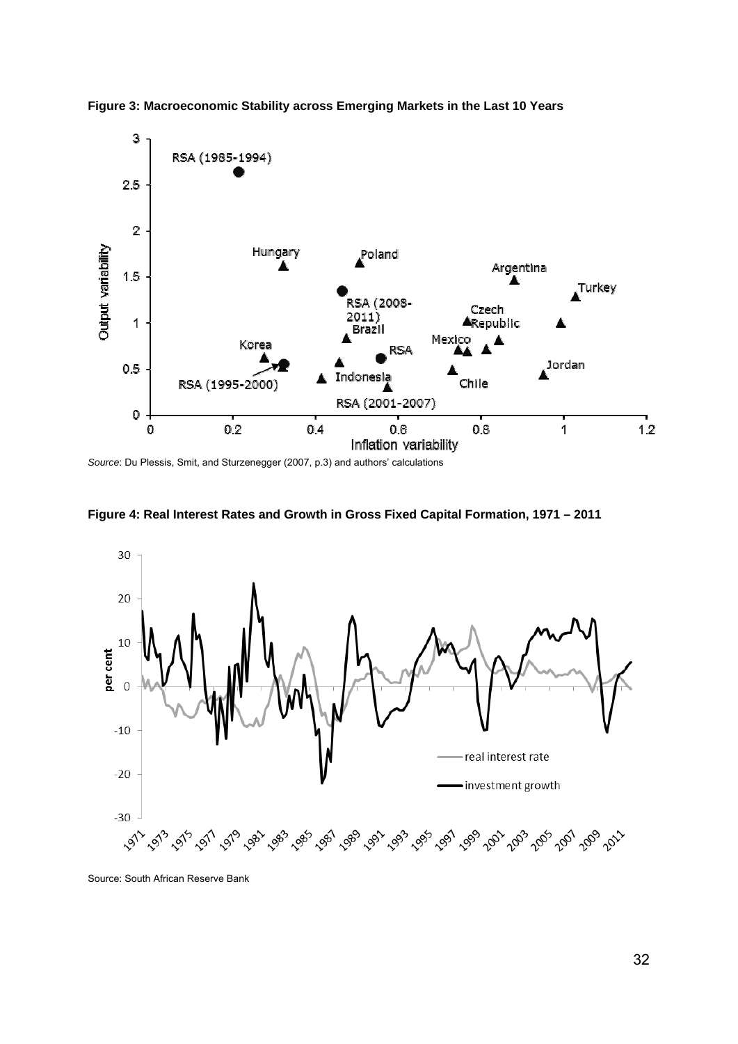**Figure 3: Macroeconomic Stability across Emerging Markets in the Last 10 Years**

*Source*: Du Plessis, Smit, and Sturzenegger (2007, p.3) and authors' calculations

**Figure 4: Real Interest Rates and Growth in Gross Fixed Capital Formation, 1971 – 2011**

Source: South African Reserve Bank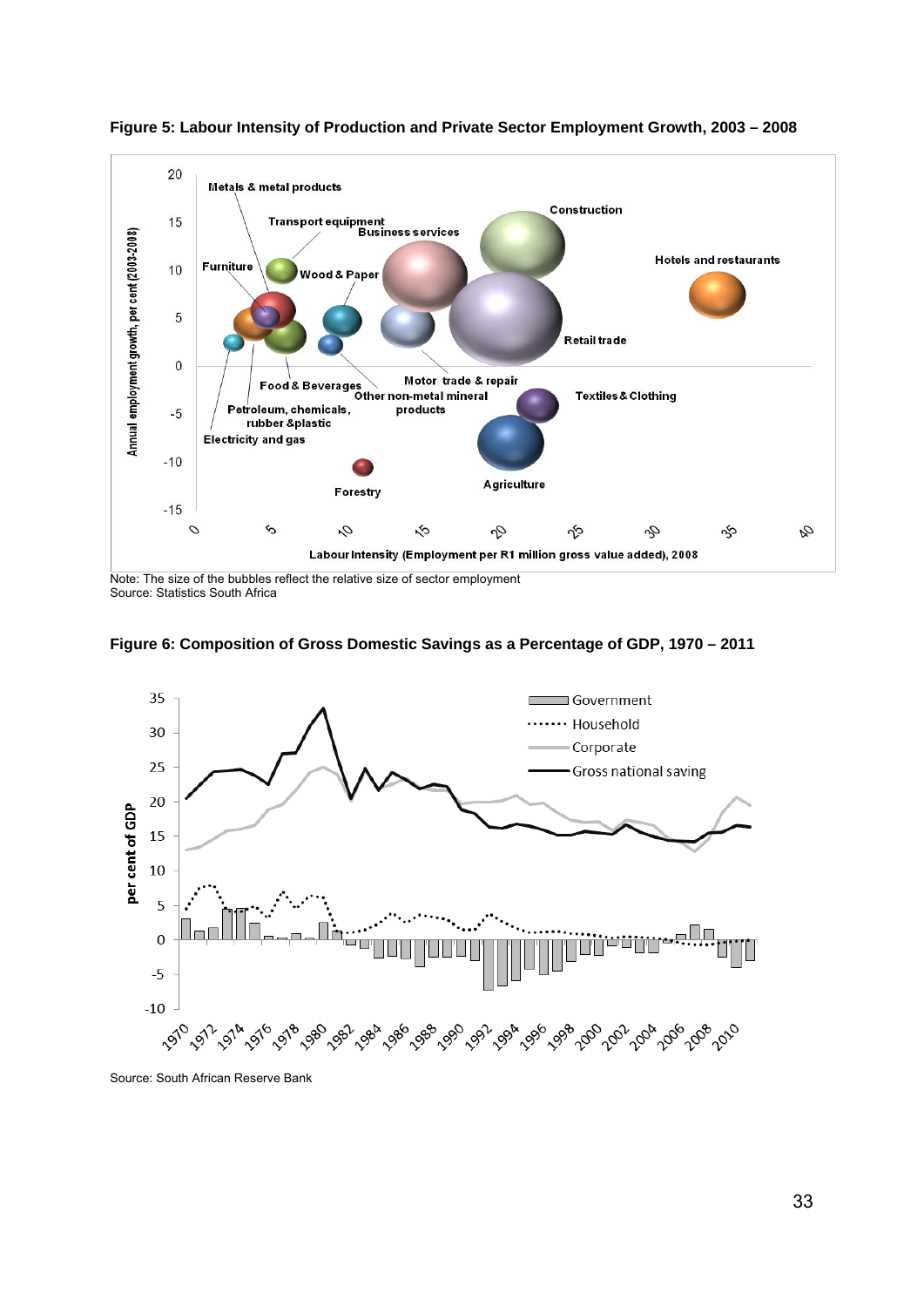**Figure 5: Labour Intensity of Production and Private Sector Employment Growth, 2003 – 2008**

Note: The size of the bubbles reflect the relative size of sector employment
Source: Statistics South Africa

**Figure 6: Composition of Gross Domestic Savings as a Percentage of GDP, 1970 – 2011**

Source: South African Reserve Bank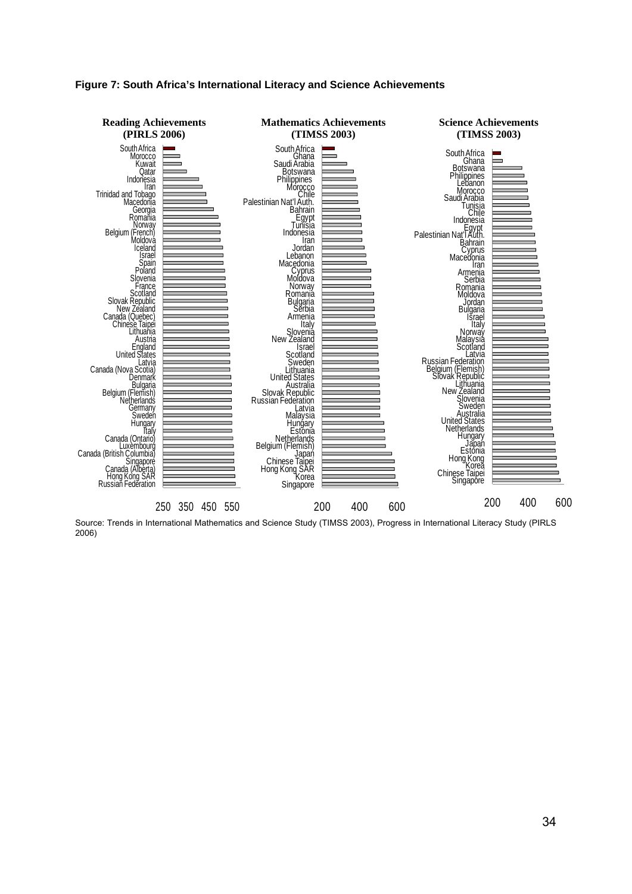**Figure 7: South Africa's International Literacy and Science Achievements**

**Reading Achievements (PIRLS 2006)**

South Africa
Morocco
Kuwait
Qatar
Indonesia
Iran
Trinidad and Tobago
Macedonia
Georgia
Romania
Norway
Belgium (French)
Moldova
Iceland
Israel
Spain
Poland
Slovenia
France
Scotland
Slovak Republic
New Zealand
Canada (Quebec)
Chinese Taipei
Lithuania
Austria
England
United States
Latvia
Canada (Nova Scotia)
Denmark
Bulgaria
Belgium (Flemish)
Netherlands
Germany
Sweden
Hungary
Italy
Canada (Ontario)
Luxembourg
Canada (British Columbia)
Singapore
Canada (Alberta)
Hong Kong SAR
Russian Federation

250 350 450 550

**Mathematics Achievements (TIMSS 2003)**

South Africa
Ghana
Saudi Arabia
Botswana
Philippines
Morocco
Chile
Palestinian Nat'l Auth.
Bahrain
Egypt
Tunisia
Indonesia
Iran
Jordan
Lebanon
Macedonia
Cyprus
Moldova
Norway
Romania
Bulgaria
Serbia
Armenia
Italy
Slovenia
New Zealand
Israel
Scotland
Sweden
Lithuania
United States
Australia
Slovak Republic
Russian Federation
Latvia
Malaysia
Hungary
Estonia
Netherlands
Belgium (Flemish)
Japan
Chinese Taipei
Hong Kong SAR
Korea
Singapore

200 400 600

**Science Achievements (TIMSS 2003)**

South Africa
Ghana
Botswana
Philippines
Lebanon
Morocco
Saudi Arabia
Tunisia
Chile
Indonesia
Egypt
Palestinian Nat'l Auth.
Bahrain
Cyprus
Macedonia
Iran
Armenia
Serbia
Romania
Moldova
Jordan
Bulgaria
Israel
Italy
Norway
Malaysia
Scotland
Latvia
Russian Federation
Belgium (Flemish)
Slovak Republic
Lithuania
New Zealand
Slovenia
Sweden
Australia
United States
Netherlands
Hungary
Japan
Estonia
Hong Kong
Korea
Chinese Taipei
Singapore

200 400 600

Source: Trends in International Mathematics and Science Study (TIMSS 2003), Progress in International Literacy Study (PIRLS 2006)